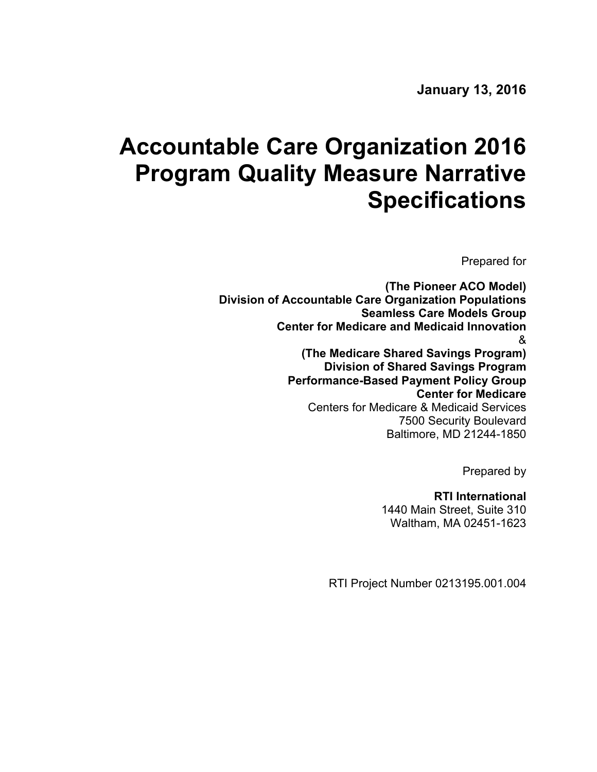**January 13, 2016**

# Accountable Care Organization 2016 Program Quality Measure Narrative Specifications

Prepared for

**(The Pioneer ACO Model)**
**Division of Accountable Care Organization Populations**
**Seamless Care Models Group**
**Center for Medicare and Medicaid Innovation**
&
**(The Medicare Shared Savings Program)**
**Division of Shared Savings Program**
**Performance-Based Payment Policy Group**
**Center for Medicare**
Centers for Medicare & Medicaid Services
7500 Security Boulevard
Baltimore, MD 21244-1850

Prepared by

**RTI International**
1440 Main Street, Suite 310
Waltham, MA 02451-1623

RTI Project Number 0213195.001.004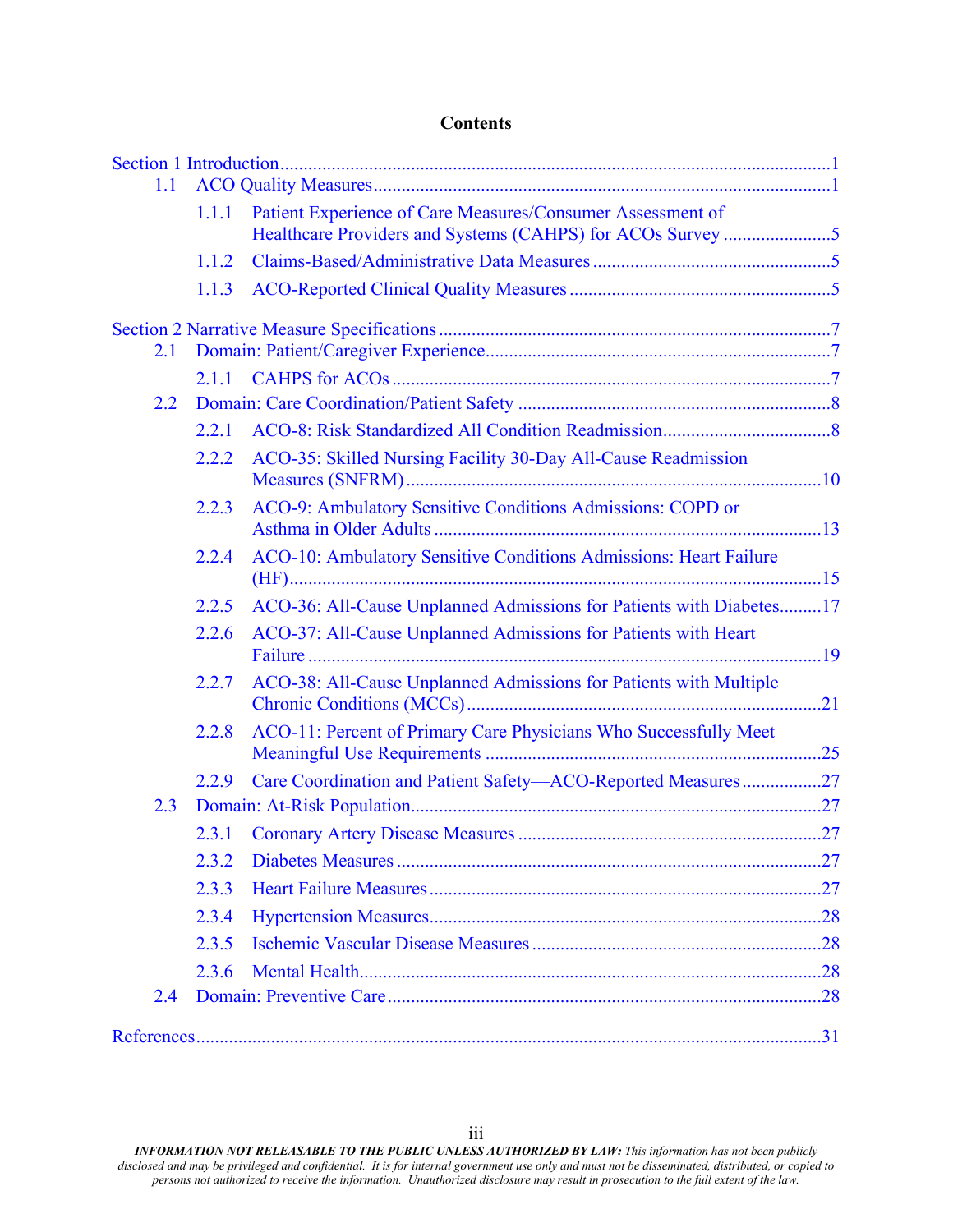**Contents**

Section 1 Introduction .....1
- 1.1 ACO Quality Measures .....1
  - 1.1.1 Patient Experience of Care Measures/Consumer Assessment of Healthcare Providers and Systems (CAHPS) for ACOs Survey .....5
  - 1.1.2 Claims-Based/Administrative Data Measures .....5
  - 1.1.3 ACO-Reported Clinical Quality Measures .....5

Section 2 Narrative Measure Specifications .....7
- 2.1 Domain: Patient/Caregiver Experience .....7
  - 2.1.1 CAHPS for ACOs .....7
- 2.2 Domain: Care Coordination/Patient Safety .....8
  - 2.2.1 ACO-8: Risk Standardized All Condition Readmission .....8
  - 2.2.2 ACO-35: Skilled Nursing Facility 30-Day All-Cause Readmission Measures (SNFRM) .....10
  - 2.2.3 ACO-9: Ambulatory Sensitive Conditions Admissions: COPD or Asthma in Older Adults .....13
  - 2.2.4 ACO-10: Ambulatory Sensitive Conditions Admissions: Heart Failure (HF) .....15
  - 2.2.5 ACO-36: All-Cause Unplanned Admissions for Patients with Diabetes .....17
  - 2.2.6 ACO-37: All-Cause Unplanned Admissions for Patients with Heart Failure .....19
  - 2.2.7 ACO-38: All-Cause Unplanned Admissions for Patients with Multiple Chronic Conditions (MCCs) .....21
  - 2.2.8 ACO-11: Percent of Primary Care Physicians Who Successfully Meet Meaningful Use Requirements .....25
  - 2.2.9 Care Coordination and Patient Safety—ACO-Reported Measures .....27
- 2.3 Domain: At-Risk Population .....27
  - 2.3.1 Coronary Artery Disease Measures .....27
  - 2.3.2 Diabetes Measures .....27
  - 2.3.3 Heart Failure Measures .....27
  - 2.3.4 Hypertension Measures .....28
  - 2.3.5 Ischemic Vascular Disease Measures .....28
  - 2.3.6 Mental Health .....28
- 2.4 Domain: Preventive Care .....28

References .....31

***INFORMATION NOT RELEASABLE TO THE PUBLIC UNLESS AUTHORIZED BY LAW:*** *This information has not been publicly disclosed and may be privileged and confidential. It is for internal government use only and must not be disseminated, distributed, or copied to persons not authorized to receive the information. Unauthorized disclosure may result in prosecution to the full extent of the law.*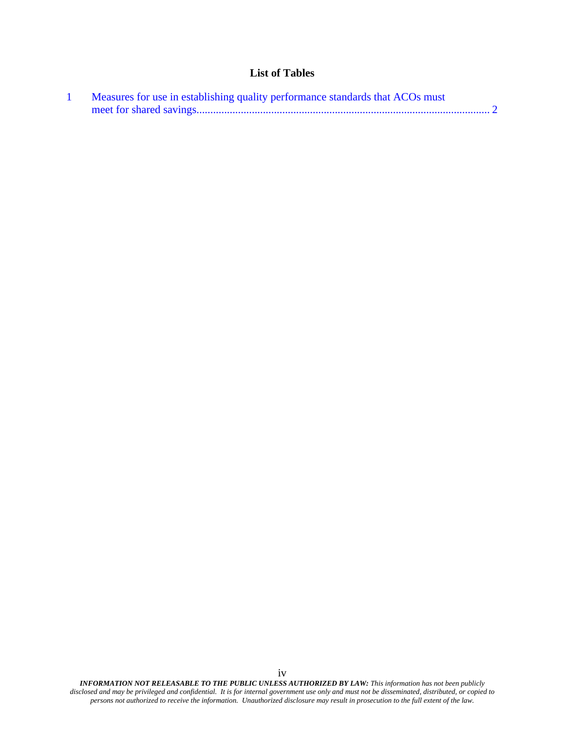## List of Tables

1 Measures for use in establishing quality performance standards that ACOs must meet for shared savings........................................................................................................ 2

***INFORMATION NOT RELEASABLE TO THE PUBLIC UNLESS AUTHORIZED BY LAW:*** *This information has not been publicly disclosed and may be privileged and confidential. It is for internal government use only and must not be disseminated, distributed, or copied to persons not authorized to receive the information. Unauthorized disclosure may result in prosecution to the full extent of the law.*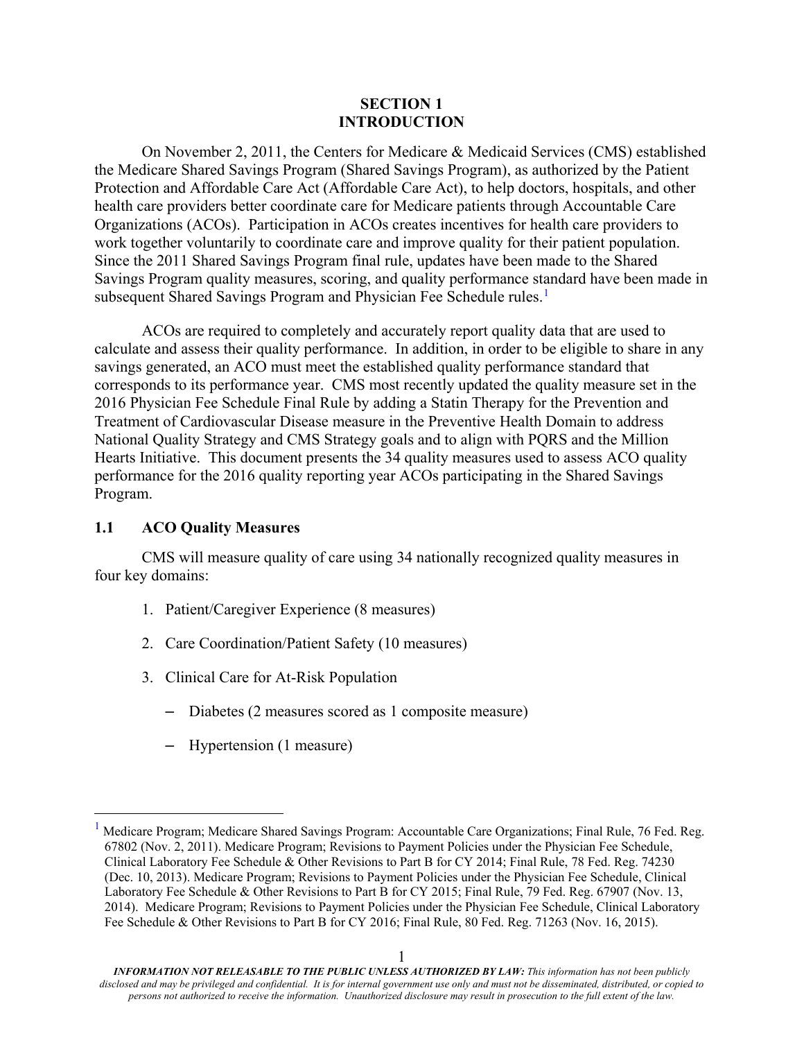## SECTION 1
## INTRODUCTION

On November 2, 2011, the Centers for Medicare & Medicaid Services (CMS) established the Medicare Shared Savings Program (Shared Savings Program), as authorized by the Patient Protection and Affordable Care Act (Affordable Care Act), to help doctors, hospitals, and other health care providers better coordinate care for Medicare patients through Accountable Care Organizations (ACOs). Participation in ACOs creates incentives for health care providers to work together voluntarily to coordinate care and improve quality for their patient population. Since the 2011 Shared Savings Program final rule, updates have been made to the Shared Savings Program quality measures, scoring, and quality performance standard have been made in subsequent Shared Savings Program and Physician Fee Schedule rules.[1]

ACOs are required to completely and accurately report quality data that are used to calculate and assess their quality performance. In addition, in order to be eligible to share in any savings generated, an ACO must meet the established quality performance standard that corresponds to its performance year. CMS most recently updated the quality measure set in the 2016 Physician Fee Schedule Final Rule by adding a Statin Therapy for the Prevention and Treatment of Cardiovascular Disease measure in the Preventive Health Domain to address National Quality Strategy and CMS Strategy goals and to align with PQRS and the Million Hearts Initiative. This document presents the 34 quality measures used to assess ACO quality performance for the 2016 quality reporting year ACOs participating in the Shared Savings Program.

### 1.1 ACO Quality Measures

CMS will measure quality of care using 34 nationally recognized quality measures in four key domains:

1. Patient/Caregiver Experience (8 measures)
2. Care Coordination/Patient Safety (10 measures)
3. Clinical Care for At-Risk Population
   - Diabetes (2 measures scored as 1 composite measure)
   - Hypertension (1 measure)

---

[1] Medicare Program; Medicare Shared Savings Program: Accountable Care Organizations; Final Rule, 76 Fed. Reg. 67802 (Nov. 2, 2011). Medicare Program; Revisions to Payment Policies under the Physician Fee Schedule, Clinical Laboratory Fee Schedule & Other Revisions to Part B for CY 2014; Final Rule, 78 Fed. Reg. 74230 (Dec. 10, 2013). Medicare Program; Revisions to Payment Policies under the Physician Fee Schedule, Clinical Laboratory Fee Schedule & Other Revisions to Part B for CY 2015; Final Rule, 79 Fed. Reg. 67907 (Nov. 13, 2014). Medicare Program; Revisions to Payment Policies under the Physician Fee Schedule, Clinical Laboratory Fee Schedule & Other Revisions to Part B for CY 2016; Final Rule, 80 Fed. Reg. 71263 (Nov. 16, 2015).

***INFORMATION NOT RELEASABLE TO THE PUBLIC UNLESS AUTHORIZED BY LAW:*** *This information has not been publicly disclosed and may be privileged and confidential. It is for internal government use only and must not be disseminated, distributed, or copied to persons not authorized to receive the information. Unauthorized disclosure may result in prosecution to the full extent of the law.*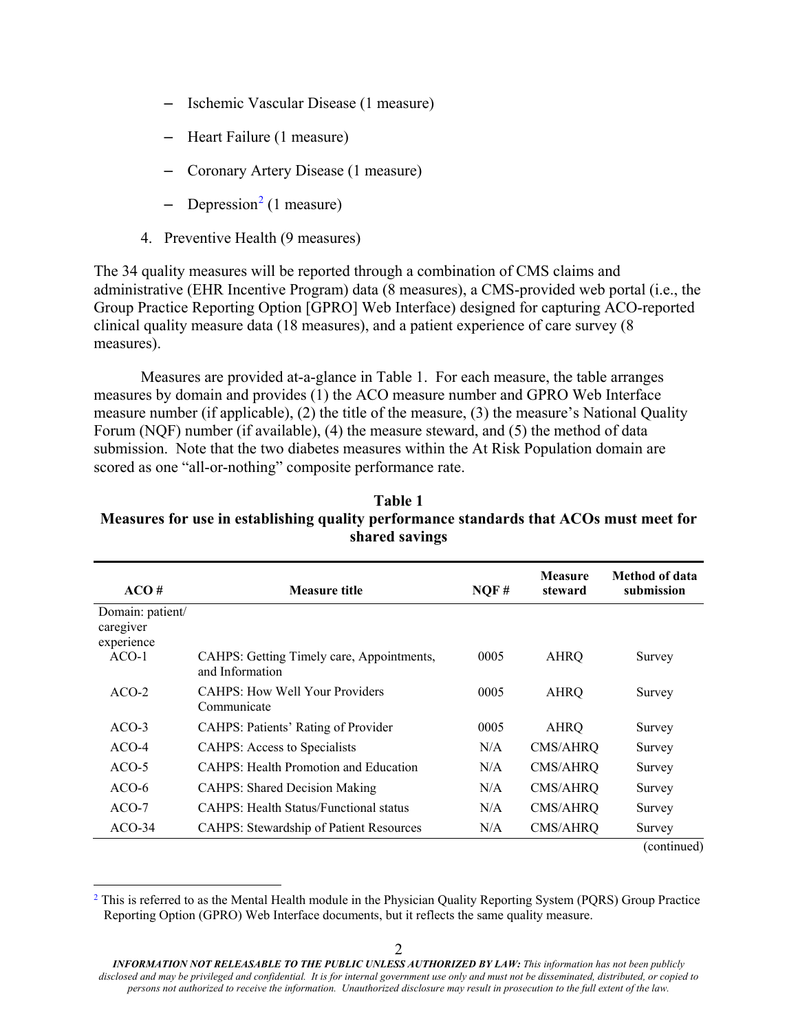- Ischemic Vascular Disease (1 measure)
   - Heart Failure (1 measure)
   - Coronary Artery Disease (1 measure)
   - Depression[2] (1 measure)

4. Preventive Health (9 measures)

The 34 quality measures will be reported through a combination of CMS claims and administrative (EHR Incentive Program) data (8 measures), a CMS-provided web portal (i.e., the Group Practice Reporting Option [GPRO] Web Interface) designed for capturing ACO-reported clinical quality measure data (18 measures), and a patient experience of care survey (8 measures).

Measures are provided at-a-glance in Table 1. For each measure, the table arranges measures by domain and provides (1) the ACO measure number and GPRO Web Interface measure number (if applicable), (2) the title of the measure, (3) the measure's National Quality Forum (NQF) number (if available), (4) the measure steward, and (5) the method of data submission. Note that the two diabetes measures within the At Risk Population domain are scored as one "all-or-nothing" composite performance rate.

**Table 1**
**Measures for use in establishing quality performance standards that ACOs must meet for shared savings**

| ACO # | Measure title | NQF # | Measure steward | Method of data submission |
|---|---|---|---|---|
| Domain: patient/ caregiver experience | | | | |
| ACO-1 | CAHPS: Getting Timely care, Appointments, and Information | 0005 | AHRQ | Survey |
| ACO-2 | CAHPS: How Well Your Providers Communicate | 0005 | AHRQ | Survey |
| ACO-3 | CAHPS: Patients' Rating of Provider | 0005 | AHRQ | Survey |
| ACO-4 | CAHPS: Access to Specialists | N/A | CMS/AHRQ | Survey |
| ACO-5 | CAHPS: Health Promotion and Education | N/A | CMS/AHRQ | Survey |
| ACO-6 | CAHPS: Shared Decision Making | N/A | CMS/AHRQ | Survey |
| ACO-7 | CAHPS: Health Status/Functional status | N/A | CMS/AHRQ | Survey |
| ACO-34 | CAHPS: Stewardship of Patient Resources | N/A | CMS/AHRQ | Survey |

(continued)

[2] This is referred to as the Mental Health module in the Physician Quality Reporting System (PQRS) Group Practice Reporting Option (GPRO) Web Interface documents, but it reflects the same quality measure.

*INFORMATION NOT RELEASABLE TO THE PUBLIC UNLESS AUTHORIZED BY LAW: This information has not been publicly disclosed and may be privileged and confidential. It is for internal government use only and must not be disseminated, distributed, or copied to persons not authorized to receive the information. Unauthorized disclosure may result in prosecution to the full extent of the law.*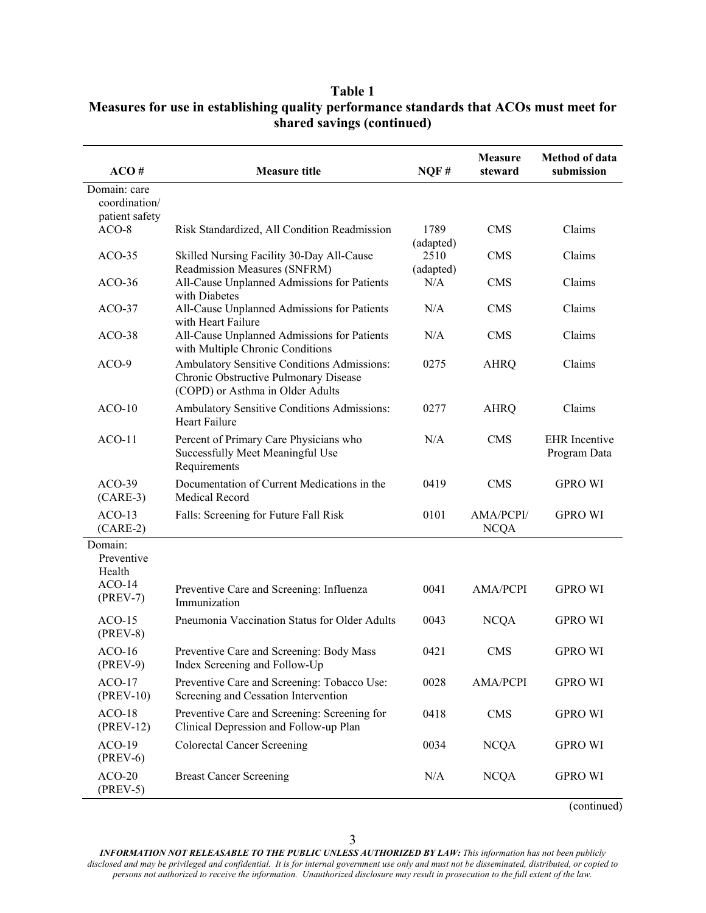**Table 1**
**Measures for use in establishing quality performance standards that ACOs must meet for shared savings (continued)**

| ACO # | Measure title | NQF # | Measure steward | Method of data submission |
|---|---|---|---|---|
| Domain: care coordination/ patient safety | | | | |
| ACO-8 | Risk Standardized, All Condition Readmission | 1789 (adapted) | CMS | Claims |
| ACO-35 | Skilled Nursing Facility 30-Day All-Cause Readmission Measures (SNFRM) | 2510 (adapted) | CMS | Claims |
| ACO-36 | All-Cause Unplanned Admissions for Patients with Diabetes | N/A | CMS | Claims |
| ACO-37 | All-Cause Unplanned Admissions for Patients with Heart Failure | N/A | CMS | Claims |
| ACO-38 | All-Cause Unplanned Admissions for Patients with Multiple Chronic Conditions | N/A | CMS | Claims |
| ACO-9 | Ambulatory Sensitive Conditions Admissions: Chronic Obstructive Pulmonary Disease (COPD) or Asthma in Older Adults | 0275 | AHRQ | Claims |
| ACO-10 | Ambulatory Sensitive Conditions Admissions: Heart Failure | 0277 | AHRQ | Claims |
| ACO-11 | Percent of Primary Care Physicians who Successfully Meet Meaningful Use Requirements | N/A | CMS | EHR Incentive Program Data |
| ACO-39 (CARE-3) | Documentation of Current Medications in the Medical Record | 0419 | CMS | GPRO WI |
| ACO-13 (CARE-2) | Falls: Screening for Future Fall Risk | 0101 | AMA/PCPI/ NCQA | GPRO WI |
| Domain: Preventive Health | | | | |
| ACO-14 (PREV-7) | Preventive Care and Screening: Influenza Immunization | 0041 | AMA/PCPI | GPRO WI |
| ACO-15 (PREV-8) | Pneumonia Vaccination Status for Older Adults | 0043 | NCQA | GPRO WI |
| ACO-16 (PREV-9) | Preventive Care and Screening: Body Mass Index Screening and Follow-Up | 0421 | CMS | GPRO WI |
| ACO-17 (PREV-10) | Preventive Care and Screening: Tobacco Use: Screening and Cessation Intervention | 0028 | AMA/PCPI | GPRO WI |
| ACO-18 (PREV-12) | Preventive Care and Screening: Screening for Clinical Depression and Follow-up Plan | 0418 | CMS | GPRO WI |
| ACO-19 (PREV-6) | Colorectal Cancer Screening | 0034 | NCQA | GPRO WI |
| ACO-20 (PREV-5) | Breast Cancer Screening | N/A | NCQA | GPRO WI |

(continued)

***INFORMATION NOT RELEASABLE TO THE PUBLIC UNLESS AUTHORIZED BY LAW:*** *This information has not been publicly disclosed and may be privileged and confidential. It is for internal government use only and must not be disseminated, distributed, or copied to persons not authorized to receive the information. Unauthorized disclosure may result in prosecution to the full extent of the law.*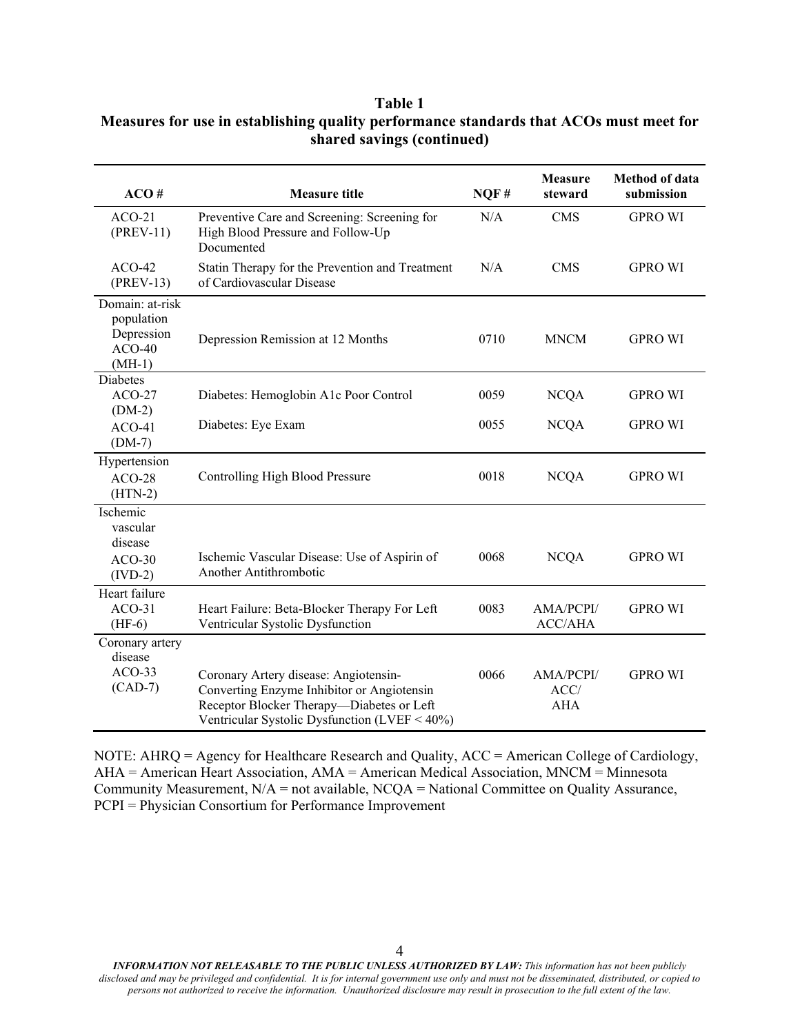**Table 1**
**Measures for use in establishing quality performance standards that ACOs must meet for shared savings (continued)**

| ACO # | Measure title | NQF # | Measure steward | Method of data submission |
|---|---|---|---|---|
| ACO-21 (PREV-11) | Preventive Care and Screening: Screening for High Blood Pressure and Follow-Up Documented | N/A | CMS | GPRO WI |
| ACO-42 (PREV-13) | Statin Therapy for the Prevention and Treatment of Cardiovascular Disease | N/A | CMS | GPRO WI |
| Domain: at-risk population | | | | |
| Depression | | | | |
| ACO-40 (MH-1) | Depression Remission at 12 Months | 0710 | MNCM | GPRO WI |
| Diabetes | | | | |
| ACO-27 (DM-2) | Diabetes: Hemoglobin A1c Poor Control | 0059 | NCQA | GPRO WI |
| ACO-41 (DM-7) | Diabetes: Eye Exam | 0055 | NCQA | GPRO WI |
| Hypertension | | | | |
| ACO-28 (HTN-2) | Controlling High Blood Pressure | 0018 | NCQA | GPRO WI |
| Ischemic vascular disease | | | | |
| ACO-30 (IVD-2) | Ischemic Vascular Disease: Use of Aspirin of Another Antithrombotic | 0068 | NCQA | GPRO WI |
| Heart failure | | | | |
| ACO-31 (HF-6) | Heart Failure: Beta-Blocker Therapy For Left Ventricular Systolic Dysfunction | 0083 | AMA/PCPI/ ACC/AHA | GPRO WI |
| Coronary artery disease | | | | |
| ACO-33 (CAD-7) | Coronary Artery disease: Angiotensin-Converting Enzyme Inhibitor or Angiotensin Receptor Blocker Therapy—Diabetes or Left Ventricular Systolic Dysfunction (LVEF < 40%) | 0066 | AMA/PCPI/ ACC/ AHA | GPRO WI |

NOTE: AHRQ = Agency for Healthcare Research and Quality, ACC = American College of Cardiology, AHA = American Heart Association, AMA = American Medical Association, MNCM = Minnesota Community Measurement, N/A = not available, NCQA = National Committee on Quality Assurance, PCPI = Physician Consortium for Performance Improvement

***INFORMATION NOT RELEASABLE TO THE PUBLIC UNLESS AUTHORIZED BY LAW:*** *This information has not been publicly disclosed and may be privileged and confidential. It is for internal government use only and must not be disseminated, distributed, or copied to persons not authorized to receive the information. Unauthorized disclosure may result in prosecution to the full extent of the law.*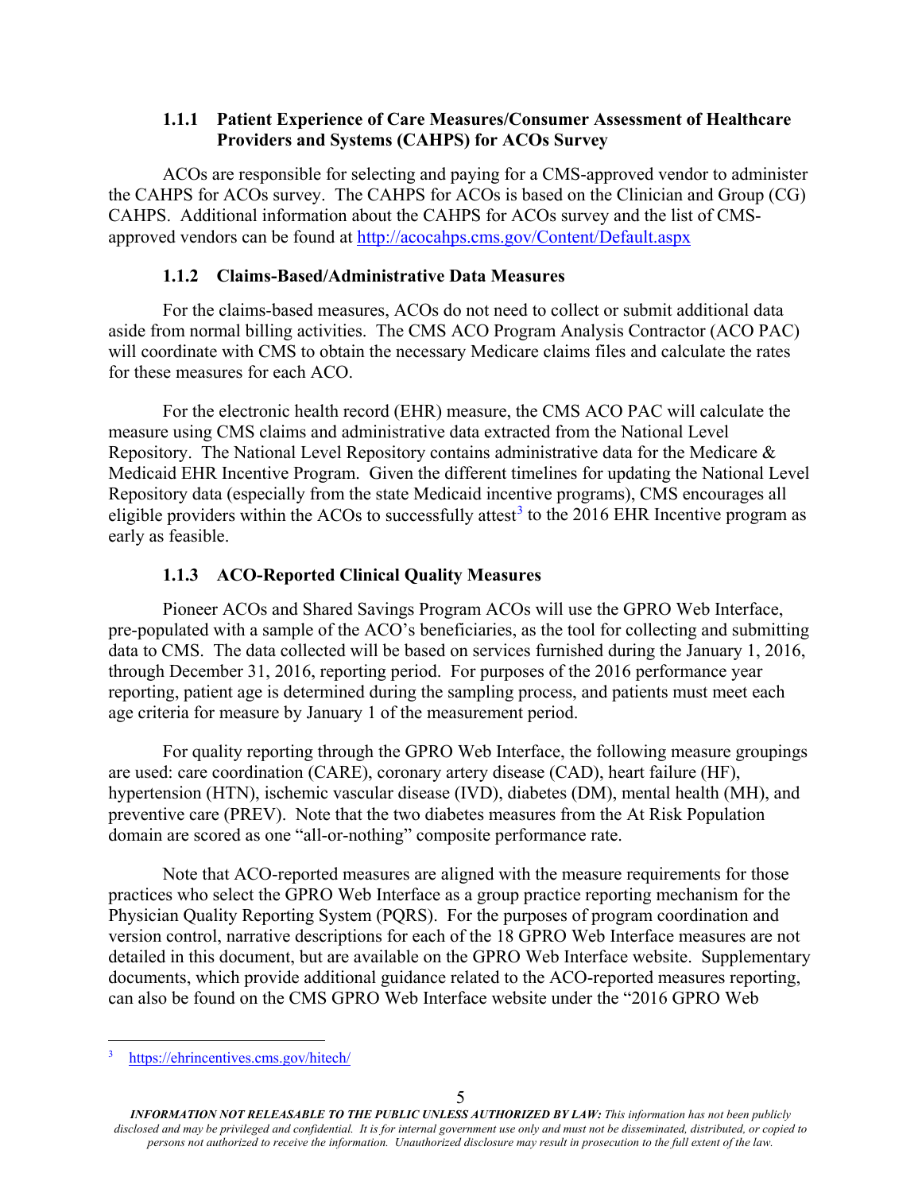### 1.1.1 Patient Experience of Care Measures/Consumer Assessment of Healthcare Providers and Systems (CAHPS) for ACOs Survey

ACOs are responsible for selecting and paying for a CMS-approved vendor to administer the CAHPS for ACOs survey. The CAHPS for ACOs is based on the Clinician and Group (CG) CAHPS. Additional information about the CAHPS for ACOs survey and the list of CMS-approved vendors can be found at http://acocahps.cms.gov/Content/Default.aspx

### 1.1.2 Claims-Based/Administrative Data Measures

For the claims-based measures, ACOs do not need to collect or submit additional data aside from normal billing activities. The CMS ACO Program Analysis Contractor (ACO PAC) will coordinate with CMS to obtain the necessary Medicare claims files and calculate the rates for these measures for each ACO.

For the electronic health record (EHR) measure, the CMS ACO PAC will calculate the measure using CMS claims and administrative data extracted from the National Level Repository. The National Level Repository contains administrative data for the Medicare & Medicaid EHR Incentive Program. Given the different timelines for updating the National Level Repository data (especially from the state Medicaid incentive programs), CMS encourages all eligible providers within the ACOs to successfully attest[3] to the 2016 EHR Incentive program as early as feasible.

### 1.1.3 ACO-Reported Clinical Quality Measures

Pioneer ACOs and Shared Savings Program ACOs will use the GPRO Web Interface, pre-populated with a sample of the ACO's beneficiaries, as the tool for collecting and submitting data to CMS. The data collected will be based on services furnished during the January 1, 2016, through December 31, 2016, reporting period. For purposes of the 2016 performance year reporting, patient age is determined during the sampling process, and patients must meet each age criteria for measure by January 1 of the measurement period.

For quality reporting through the GPRO Web Interface, the following measure groupings are used: care coordination (CARE), coronary artery disease (CAD), heart failure (HF), hypertension (HTN), ischemic vascular disease (IVD), diabetes (DM), mental health (MH), and preventive care (PREV). Note that the two diabetes measures from the At Risk Population domain are scored as one "all-or-nothing" composite performance rate.

Note that ACO-reported measures are aligned with the measure requirements for those practices who select the GPRO Web Interface as a group practice reporting mechanism for the Physician Quality Reporting System (PQRS). For the purposes of program coordination and version control, narrative descriptions for each of the 18 GPRO Web Interface measures are not detailed in this document, but are available on the GPRO Web Interface website. Supplementary documents, which provide additional guidance related to the ACO-reported measures reporting, can also be found on the CMS GPRO Web Interface website under the "2016 GPRO Web

[3] https://ehrincentives.cms.gov/hitech/

*INFORMATION NOT RELEASABLE TO THE PUBLIC UNLESS AUTHORIZED BY LAW: This information has not been publicly disclosed and may be privileged and confidential. It is for internal government use only and must not be disseminated, distributed, or copied to persons not authorized to receive the information. Unauthorized disclosure may result in prosecution to the full extent of the law.*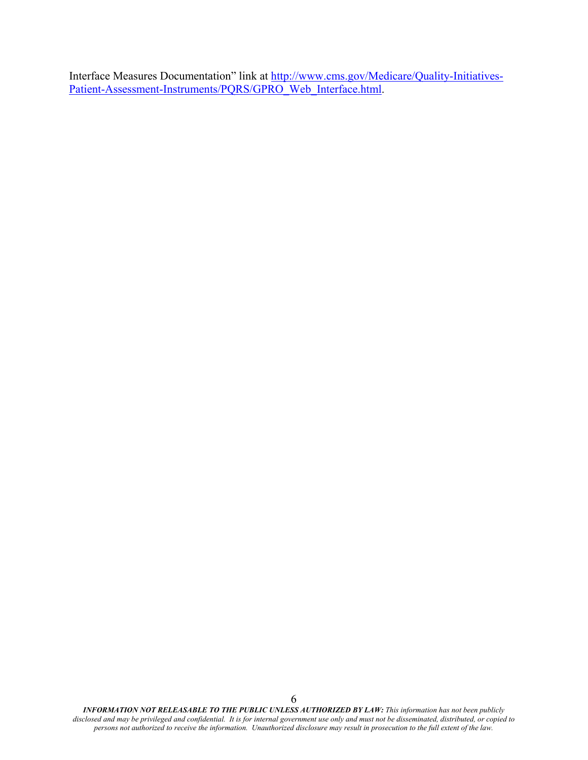Interface Measures Documentation" link at http://www.cms.gov/Medicare/Quality-Initiatives-Patient-Assessment-Instruments/PQRS/GPRO_Web_Interface.html.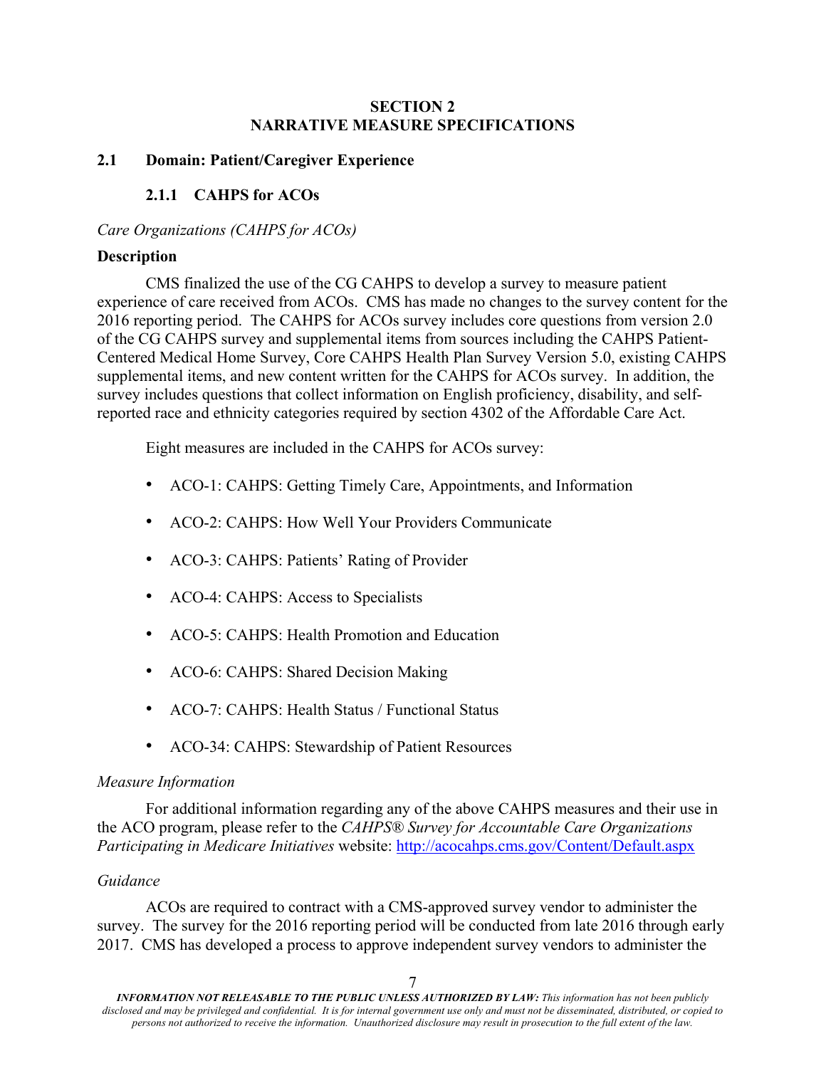# SECTION 2
# NARRATIVE MEASURE SPECIFICATIONS

## 2.1 Domain: Patient/Caregiver Experience

### 2.1.1 CAHPS for ACOs

*Care Organizations (CAHPS for ACOs)*

**Description**

CMS finalized the use of the CG CAHPS to develop a survey to measure patient experience of care received from ACOs. CMS has made no changes to the survey content for the 2016 reporting period. The CAHPS for ACOs survey includes core questions from version 2.0 of the CG CAHPS survey and supplemental items from sources including the CAHPS Patient-Centered Medical Home Survey, Core CAHPS Health Plan Survey Version 5.0, existing CAHPS supplemental items, and new content written for the CAHPS for ACOs survey. In addition, the survey includes questions that collect information on English proficiency, disability, and self-reported race and ethnicity categories required by section 4302 of the Affordable Care Act.

Eight measures are included in the CAHPS for ACOs survey:

- ACO-1: CAHPS: Getting Timely Care, Appointments, and Information
- ACO-2: CAHPS: How Well Your Providers Communicate
- ACO-3: CAHPS: Patients' Rating of Provider
- ACO-4: CAHPS: Access to Specialists
- ACO-5: CAHPS: Health Promotion and Education
- ACO-6: CAHPS: Shared Decision Making
- ACO-7: CAHPS: Health Status / Functional Status
- ACO-34: CAHPS: Stewardship of Patient Resources

*Measure Information*

For additional information regarding any of the above CAHPS measures and their use in the ACO program, please refer to the *CAHPS® Survey for Accountable Care Organizations Participating in Medicare Initiatives* website: http://acocahps.cms.gov/Content/Default.aspx

*Guidance*

ACOs are required to contract with a CMS-approved survey vendor to administer the survey. The survey for the 2016 reporting period will be conducted from late 2016 through early 2017. CMS has developed a process to approve independent survey vendors to administer the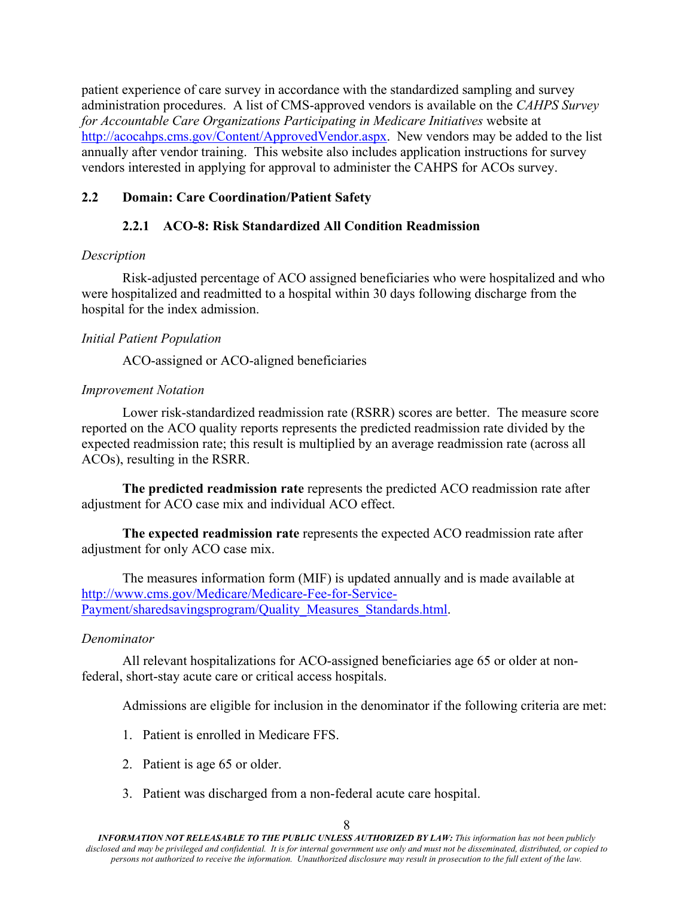patient experience of care survey in accordance with the standardized sampling and survey administration procedures. A list of CMS-approved vendors is available on the *CAHPS Survey for Accountable Care Organizations Participating in Medicare Initiatives* website at http://acocahps.cms.gov/Content/ApprovedVendor.aspx. New vendors may be added to the list annually after vendor training. This website also includes application instructions for survey vendors interested in applying for approval to administer the CAHPS for ACOs survey.

## 2.2 Domain: Care Coordination/Patient Safety

### 2.2.1 ACO-8: Risk Standardized All Condition Readmission

*Description*

Risk-adjusted percentage of ACO assigned beneficiaries who were hospitalized and who were hospitalized and readmitted to a hospital within 30 days following discharge from the hospital for the index admission.

*Initial Patient Population*

ACO-assigned or ACO-aligned beneficiaries

*Improvement Notation*

Lower risk-standardized readmission rate (RSRR) scores are better. The measure score reported on the ACO quality reports represents the predicted readmission rate divided by the expected readmission rate; this result is multiplied by an average readmission rate (across all ACOs), resulting in the RSRR.

**The predicted readmission rate** represents the predicted ACO readmission rate after adjustment for ACO case mix and individual ACO effect.

**The expected readmission rate** represents the expected ACO readmission rate after adjustment for only ACO case mix.

The measures information form (MIF) is updated annually and is made available at http://www.cms.gov/Medicare/Medicare-Fee-for-Service-Payment/sharedsavingsprogram/Quality_Measures_Standards.html.

*Denominator*

All relevant hospitalizations for ACO-assigned beneficiaries age 65 or older at non-federal, short-stay acute care or critical access hospitals.

Admissions are eligible for inclusion in the denominator if the following criteria are met:

1. Patient is enrolled in Medicare FFS.
2. Patient is age 65 or older.
3. Patient was discharged from a non-federal acute care hospital.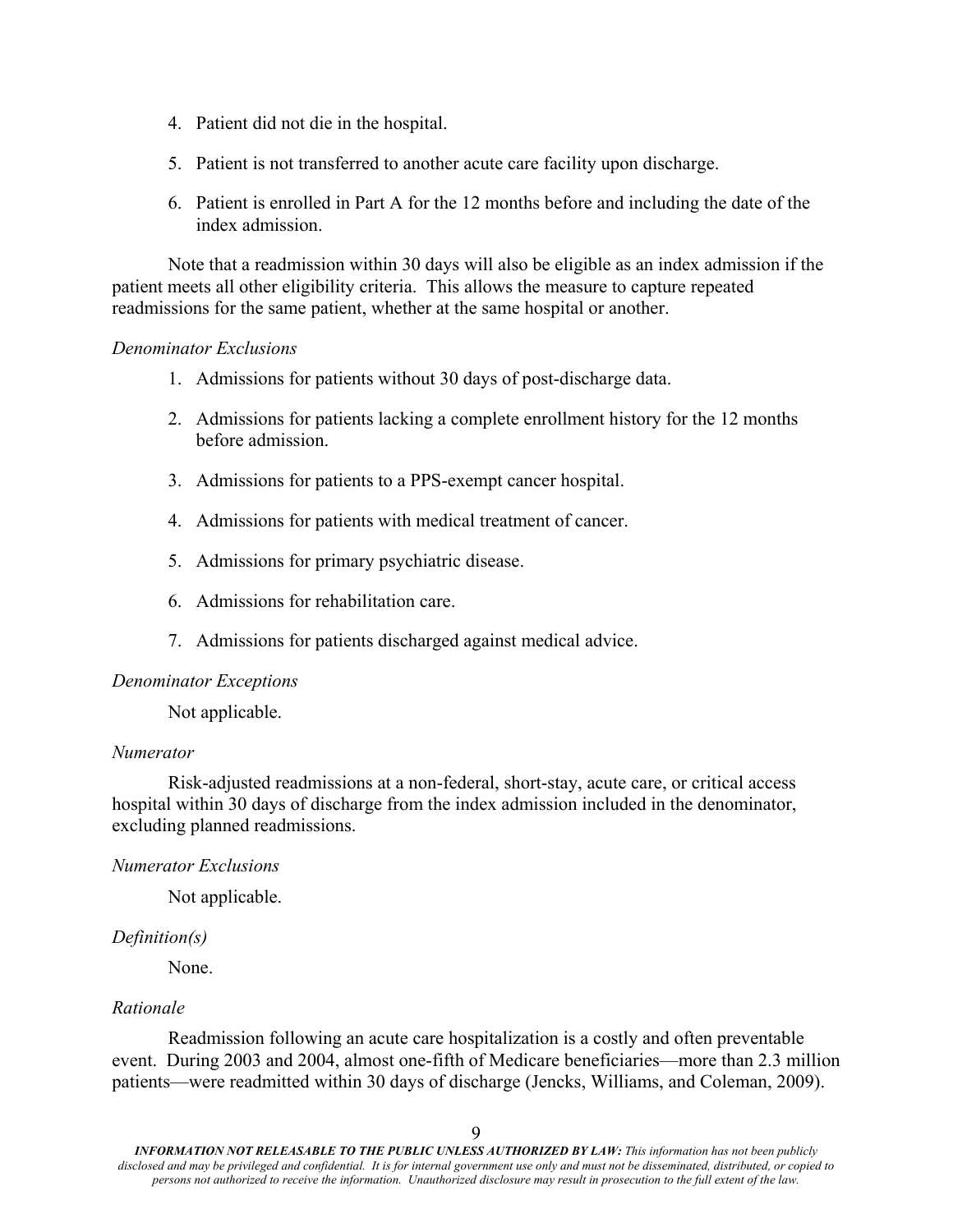4. Patient did not die in the hospital.

5. Patient is not transferred to another acute care facility upon discharge.

6. Patient is enrolled in Part A for the 12 months before and including the date of the index admission.

Note that a readmission within 30 days will also be eligible as an index admission if the patient meets all other eligibility criteria. This allows the measure to capture repeated readmissions for the same patient, whether at the same hospital or another.

*Denominator Exclusions*

1. Admissions for patients without 30 days of post-discharge data.

2. Admissions for patients lacking a complete enrollment history for the 12 months before admission.

3. Admissions for patients to a PPS-exempt cancer hospital.

4. Admissions for patients with medical treatment of cancer.

5. Admissions for primary psychiatric disease.

6. Admissions for rehabilitation care.

7. Admissions for patients discharged against medical advice.

*Denominator Exceptions*

Not applicable.

*Numerator*

Risk-adjusted readmissions at a non-federal, short-stay, acute care, or critical access hospital within 30 days of discharge from the index admission included in the denominator, excluding planned readmissions.

*Numerator Exclusions*

Not applicable.

*Definition(s)*

None.

*Rationale*

Readmission following an acute care hospitalization is a costly and often preventable event. During 2003 and 2004, almost one-fifth of Medicare beneficiaries—more than 2.3 million patients—were readmitted within 30 days of discharge (Jencks, Williams, and Coleman, 2009).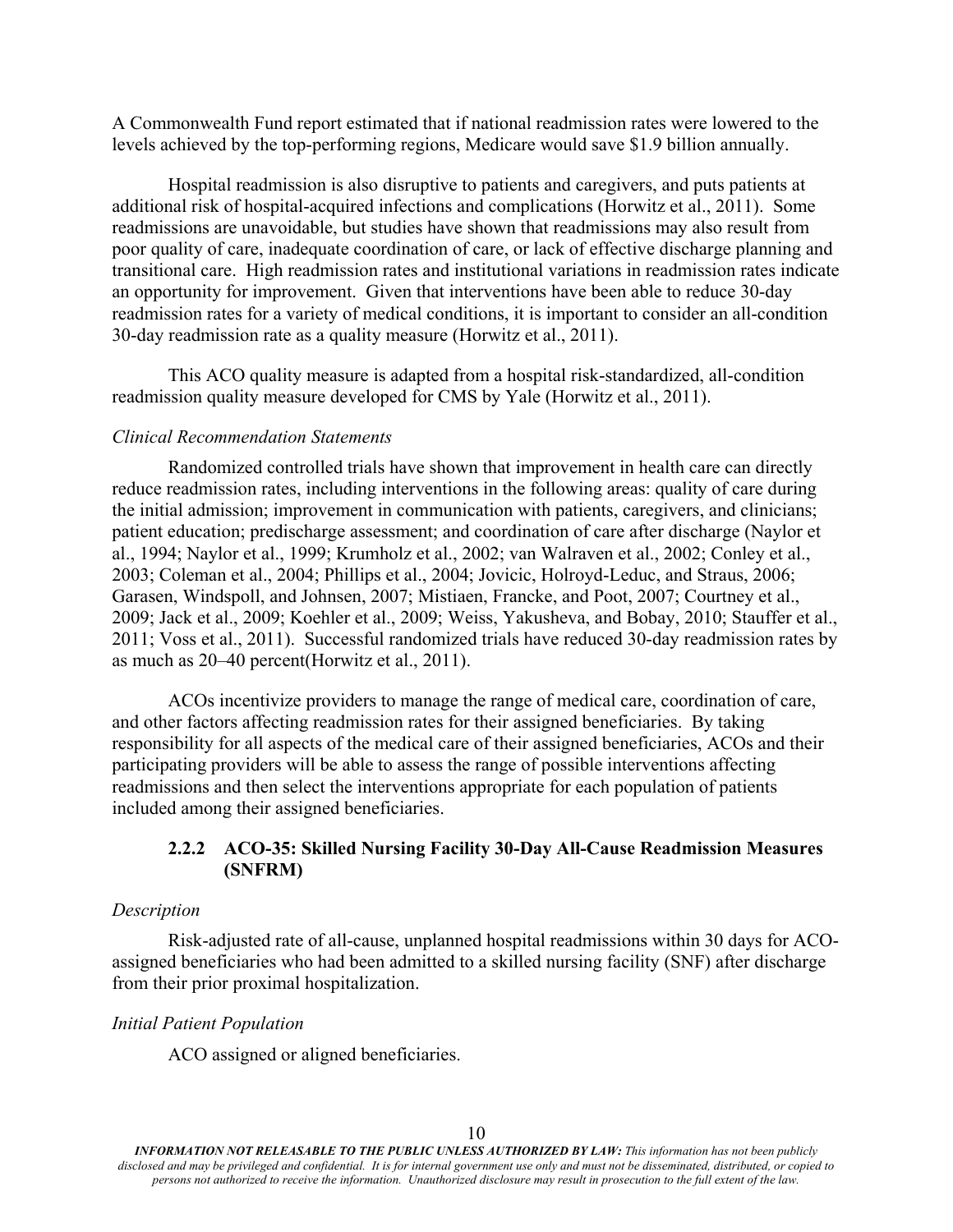A Commonwealth Fund report estimated that if national readmission rates were lowered to the levels achieved by the top-performing regions, Medicare would save $1.9 billion annually.

Hospital readmission is also disruptive to patients and caregivers, and puts patients at additional risk of hospital-acquired infections and complications (Horwitz et al., 2011). Some readmissions are unavoidable, but studies have shown that readmissions may also result from poor quality of care, inadequate coordination of care, or lack of effective discharge planning and transitional care. High readmission rates and institutional variations in readmission rates indicate an opportunity for improvement. Given that interventions have been able to reduce 30-day readmission rates for a variety of medical conditions, it is important to consider an all-condition 30-day readmission rate as a quality measure (Horwitz et al., 2011).

This ACO quality measure is adapted from a hospital risk-standardized, all-condition readmission quality measure developed for CMS by Yale (Horwitz et al., 2011).

*Clinical Recommendation Statements*

Randomized controlled trials have shown that improvement in health care can directly reduce readmission rates, including interventions in the following areas: quality of care during the initial admission; improvement in communication with patients, caregivers, and clinicians; patient education; predischarge assessment; and coordination of care after discharge (Naylor et al., 1994; Naylor et al., 1999; Krumholz et al., 2002; van Walraven et al., 2002; Conley et al., 2003; Coleman et al., 2004; Phillips et al., 2004; Jovicic, Holroyd-Leduc, and Straus, 2006; Garasen, Windspoll, and Johnsen, 2007; Mistiaen, Francke, and Poot, 2007; Courtney et al., 2009; Jack et al., 2009; Koehler et al., 2009; Weiss, Yakusheva, and Bobay, 2010; Stauffer et al., 2011; Voss et al., 2011). Successful randomized trials have reduced 30-day readmission rates by as much as 20–40 percent(Horwitz et al., 2011).

ACOs incentivize providers to manage the range of medical care, coordination of care, and other factors affecting readmission rates for their assigned beneficiaries. By taking responsibility for all aspects of the medical care of their assigned beneficiaries, ACOs and their participating providers will be able to assess the range of possible interventions affecting readmissions and then select the interventions appropriate for each population of patients included among their assigned beneficiaries.

### 2.2.2 ACO-35: Skilled Nursing Facility 30-Day All-Cause Readmission Measures (SNFRM)

*Description*

Risk-adjusted rate of all-cause, unplanned hospital readmissions within 30 days for ACO-assigned beneficiaries who had been admitted to a skilled nursing facility (SNF) after discharge from their prior proximal hospitalization.

*Initial Patient Population*

ACO assigned or aligned beneficiaries.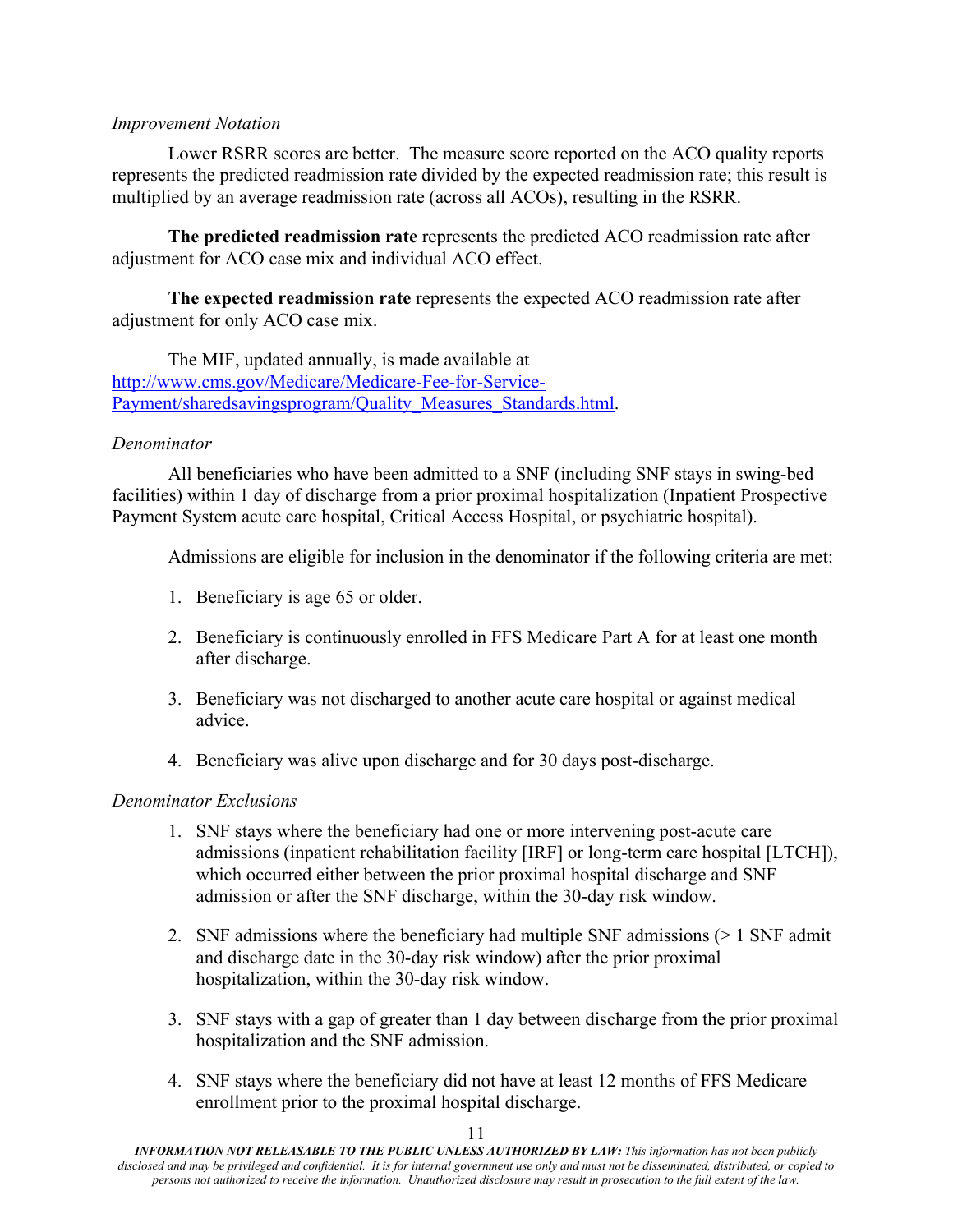*Improvement Notation*

Lower RSRR scores are better. The measure score reported on the ACO quality reports represents the predicted readmission rate divided by the expected readmission rate; this result is multiplied by an average readmission rate (across all ACOs), resulting in the RSRR.

**The predicted readmission rate** represents the predicted ACO readmission rate after adjustment for ACO case mix and individual ACO effect.

**The expected readmission rate** represents the expected ACO readmission rate after adjustment for only ACO case mix.

The MIF, updated annually, is made available at [http://www.cms.gov/Medicare/Medicare-Fee-for-Service-Payment/sharedsavingsprogram/Quality_Measures_Standards.html](http://www.cms.gov/Medicare/Medicare-Fee-for-Service-Payment/sharedsavingsprogram/Quality_Measures_Standards.html).

*Denominator*

All beneficiaries who have been admitted to a SNF (including SNF stays in swing-bed facilities) within 1 day of discharge from a prior proximal hospitalization (Inpatient Prospective Payment System acute care hospital, Critical Access Hospital, or psychiatric hospital).

Admissions are eligible for inclusion in the denominator if the following criteria are met:

1. Beneficiary is age 65 or older.
2. Beneficiary is continuously enrolled in FFS Medicare Part A for at least one month after discharge.
3. Beneficiary was not discharged to another acute care hospital or against medical advice.
4. Beneficiary was alive upon discharge and for 30 days post-discharge.

*Denominator Exclusions*

1. SNF stays where the beneficiary had one or more intervening post-acute care admissions (inpatient rehabilitation facility [IRF] or long-term care hospital [LTCH]), which occurred either between the prior proximal hospital discharge and SNF admission or after the SNF discharge, within the 30-day risk window.
2. SNF admissions where the beneficiary had multiple SNF admissions (> 1 SNF admit and discharge date in the 30-day risk window) after the prior proximal hospitalization, within the 30-day risk window.
3. SNF stays with a gap of greater than 1 day between discharge from the prior proximal hospitalization and the SNF admission.
4. SNF stays where the beneficiary did not have at least 12 months of FFS Medicare enrollment prior to the proximal hospital discharge.

***INFORMATION NOT RELEASABLE TO THE PUBLIC UNLESS AUTHORIZED BY LAW:*** *This information has not been publicly disclosed and may be privileged and confidential. It is for internal government use only and must not be disseminated, distributed, or copied to persons not authorized to receive the information. Unauthorized disclosure may result in prosecution to the full extent of the law.*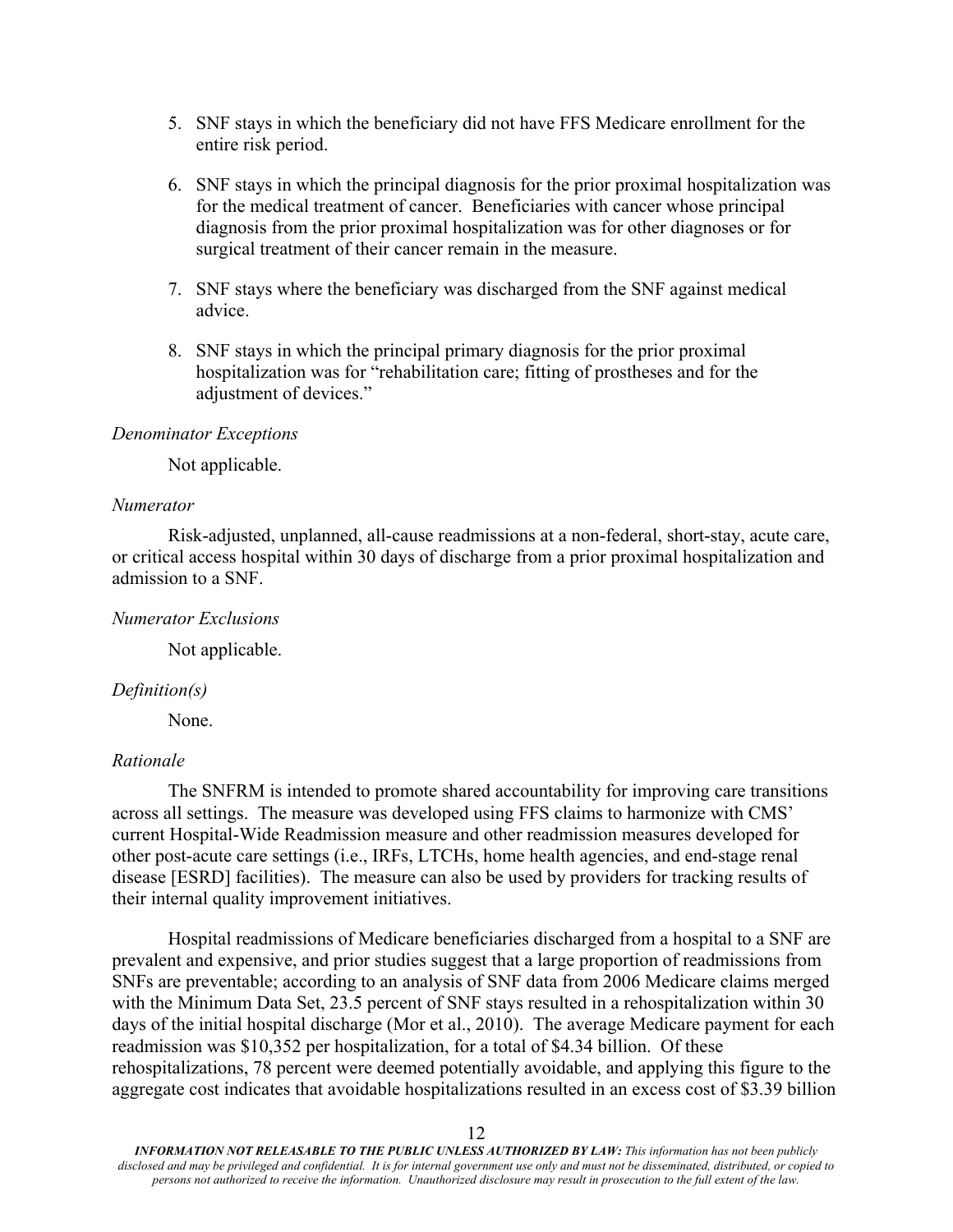5. SNF stays in which the beneficiary did not have FFS Medicare enrollment for the entire risk period.

6. SNF stays in which the principal diagnosis for the prior proximal hospitalization was for the medical treatment of cancer. Beneficiaries with cancer whose principal diagnosis from the prior proximal hospitalization was for other diagnoses or for surgical treatment of their cancer remain in the measure.

7. SNF stays where the beneficiary was discharged from the SNF against medical advice.

8. SNF stays in which the principal primary diagnosis for the prior proximal hospitalization was for "rehabilitation care; fitting of prostheses and for the adjustment of devices."

*Denominator Exceptions*

Not applicable.

*Numerator*

Risk-adjusted, unplanned, all-cause readmissions at a non-federal, short-stay, acute care, or critical access hospital within 30 days of discharge from a prior proximal hospitalization and admission to a SNF.

*Numerator Exclusions*

Not applicable.

*Definition(s)*

None.

*Rationale*

The SNFRM is intended to promote shared accountability for improving care transitions across all settings. The measure was developed using FFS claims to harmonize with CMS' current Hospital-Wide Readmission measure and other readmission measures developed for other post-acute care settings (i.e., IRFs, LTCHs, home health agencies, and end-stage renal disease [ESRD] facilities). The measure can also be used by providers for tracking results of their internal quality improvement initiatives.

Hospital readmissions of Medicare beneficiaries discharged from a hospital to a SNF are prevalent and expensive, and prior studies suggest that a large proportion of readmissions from SNFs are preventable; according to an analysis of SNF data from 2006 Medicare claims merged with the Minimum Data Set, 23.5 percent of SNF stays resulted in a rehospitalization within 30 days of the initial hospital discharge (Mor et al., 2010). The average Medicare payment for each readmission was $10,352 per hospitalization, for a total of $4.34 billion. Of these rehospitalizations, 78 percent were deemed potentially avoidable, and applying this figure to the aggregate cost indicates that avoidable hospitalizations resulted in an excess cost of $3.39 billion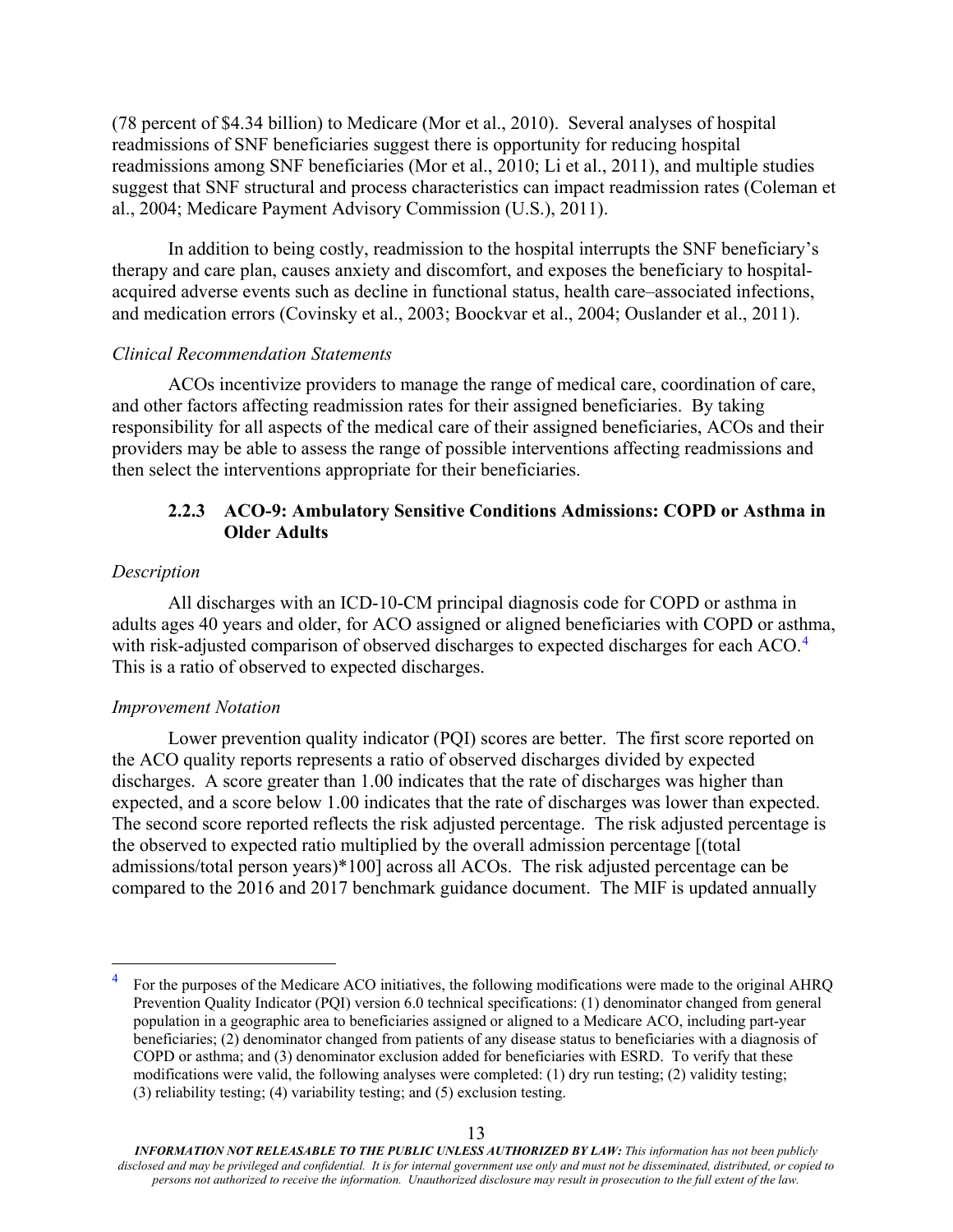(78 percent of $4.34 billion) to Medicare (Mor et al., 2010). Several analyses of hospital readmissions of SNF beneficiaries suggest there is opportunity for reducing hospital readmissions among SNF beneficiaries (Mor et al., 2010; Li et al., 2011), and multiple studies suggest that SNF structural and process characteristics can impact readmission rates (Coleman et al., 2004; Medicare Payment Advisory Commission (U.S.), 2011).

In addition to being costly, readmission to the hospital interrupts the SNF beneficiary's therapy and care plan, causes anxiety and discomfort, and exposes the beneficiary to hospital-acquired adverse events such as decline in functional status, health care–associated infections, and medication errors (Covinsky et al., 2003; Boockvar et al., 2004; Ouslander et al., 2011).

*Clinical Recommendation Statements*

ACOs incentivize providers to manage the range of medical care, coordination of care, and other factors affecting readmission rates for their assigned beneficiaries. By taking responsibility for all aspects of the medical care of their assigned beneficiaries, ACOs and their providers may be able to assess the range of possible interventions affecting readmissions and then select the interventions appropriate for their beneficiaries.

### 2.2.3 ACO-9: Ambulatory Sensitive Conditions Admissions: COPD or Asthma in Older Adults

*Description*

All discharges with an ICD-10-CM principal diagnosis code for COPD or asthma in adults ages 40 years and older, for ACO assigned or aligned beneficiaries with COPD or asthma, with risk-adjusted comparison of observed discharges to expected discharges for each ACO.[4] This is a ratio of observed to expected discharges.

*Improvement Notation*

Lower prevention quality indicator (PQI) scores are better. The first score reported on the ACO quality reports represents a ratio of observed discharges divided by expected discharges. A score greater than 1.00 indicates that the rate of discharges was higher than expected, and a score below 1.00 indicates that the rate of discharges was lower than expected. The second score reported reflects the risk adjusted percentage. The risk adjusted percentage is the observed to expected ratio multiplied by the overall admission percentage [(total admissions/total person years)*100] across all ACOs. The risk adjusted percentage can be compared to the 2016 and 2017 benchmark guidance document. The MIF is updated annually

---

[4] For the purposes of the Medicare ACO initiatives, the following modifications were made to the original AHRQ Prevention Quality Indicator (PQI) version 6.0 technical specifications: (1) denominator changed from general population in a geographic area to beneficiaries assigned or aligned to a Medicare ACO, including part-year beneficiaries; (2) denominator changed from patients of any disease status to beneficiaries with a diagnosis of COPD or asthma; and (3) denominator exclusion added for beneficiaries with ESRD. To verify that these modifications were valid, the following analyses were completed: (1) dry run testing; (2) validity testing; (3) reliability testing; (4) variability testing; and (5) exclusion testing.

***INFORMATION NOT RELEASABLE TO THE PUBLIC UNLESS AUTHORIZED BY LAW:*** *This information has not been publicly disclosed and may be privileged and confidential. It is for internal government use only and must not be disseminated, distributed, or copied to persons not authorized to receive the information. Unauthorized disclosure may result in prosecution to the full extent of the law.*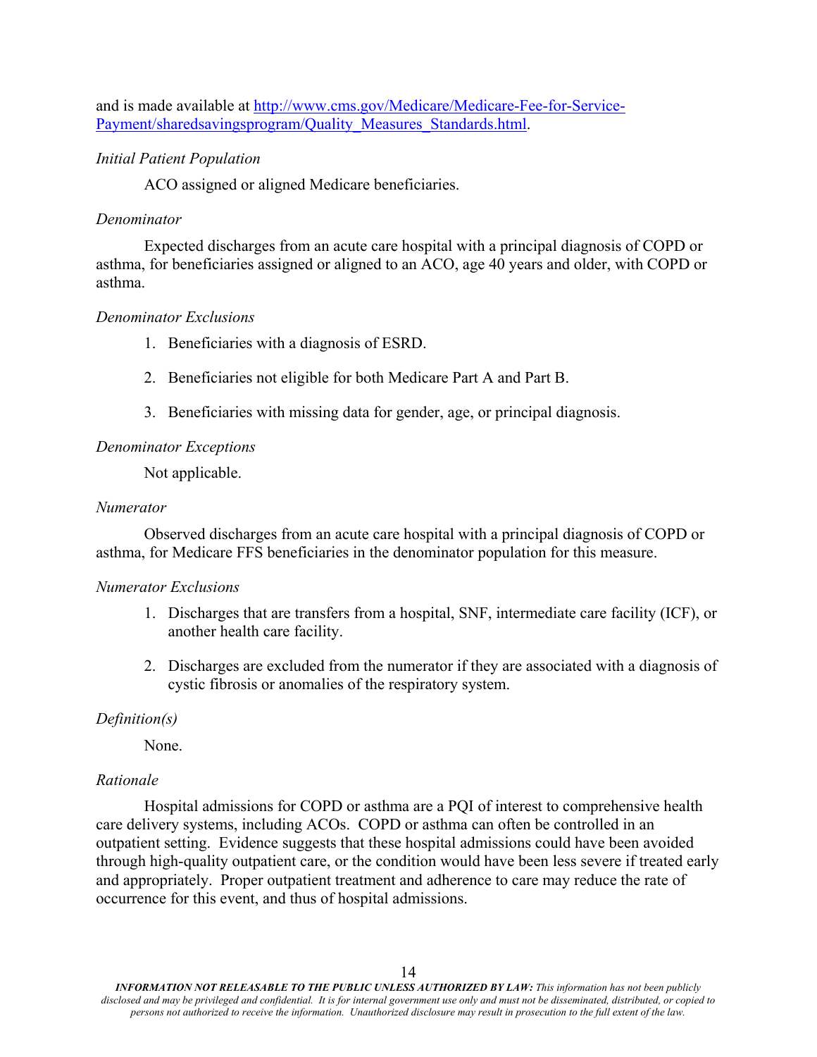and is made available at [http://www.cms.gov/Medicare/Medicare-Fee-for-Service-Payment/sharedsavingsprogram/Quality_Measures_Standards.html](http://www.cms.gov/Medicare/Medicare-Fee-for-Service-Payment/sharedsavingsprogram/Quality_Measures_Standards.html).

*Initial Patient Population*

ACO assigned or aligned Medicare beneficiaries.

*Denominator*

Expected discharges from an acute care hospital with a principal diagnosis of COPD or asthma, for beneficiaries assigned or aligned to an ACO, age 40 years and older, with COPD or asthma.

*Denominator Exclusions*

1. Beneficiaries with a diagnosis of ESRD.
2. Beneficiaries not eligible for both Medicare Part A and Part B.
3. Beneficiaries with missing data for gender, age, or principal diagnosis.

*Denominator Exceptions*

Not applicable.

*Numerator*

Observed discharges from an acute care hospital with a principal diagnosis of COPD or asthma, for Medicare FFS beneficiaries in the denominator population for this measure.

*Numerator Exclusions*

1. Discharges that are transfers from a hospital, SNF, intermediate care facility (ICF), or another health care facility.
2. Discharges are excluded from the numerator if they are associated with a diagnosis of cystic fibrosis or anomalies of the respiratory system.

*Definition(s)*

None.

*Rationale*

Hospital admissions for COPD or asthma are a PQI of interest to comprehensive health care delivery systems, including ACOs. COPD or asthma can often be controlled in an outpatient setting. Evidence suggests that these hospital admissions could have been avoided through high-quality outpatient care, or the condition would have been less severe if treated early and appropriately. Proper outpatient treatment and adherence to care may reduce the rate of occurrence for this event, and thus of hospital admissions.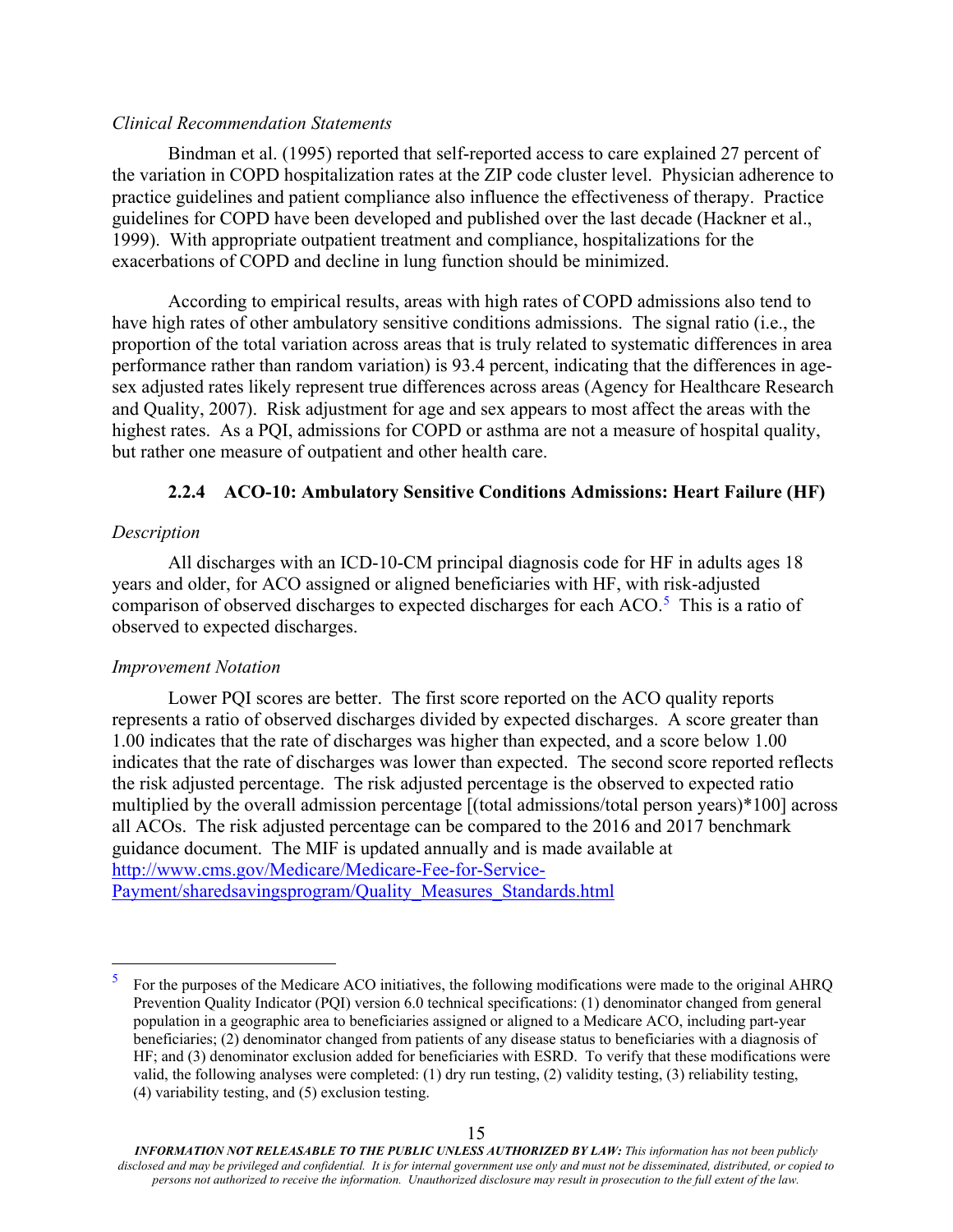*Clinical Recommendation Statements*

Bindman et al. (1995) reported that self-reported access to care explained 27 percent of the variation in COPD hospitalization rates at the ZIP code cluster level. Physician adherence to practice guidelines and patient compliance also influence the effectiveness of therapy. Practice guidelines for COPD have been developed and published over the last decade (Hackner et al., 1999). With appropriate outpatient treatment and compliance, hospitalizations for the exacerbations of COPD and decline in lung function should be minimized.

According to empirical results, areas with high rates of COPD admissions also tend to have high rates of other ambulatory sensitive conditions admissions. The signal ratio (i.e., the proportion of the total variation across areas that is truly related to systematic differences in area performance rather than random variation) is 93.4 percent, indicating that the differences in age-sex adjusted rates likely represent true differences across areas (Agency for Healthcare Research and Quality, 2007). Risk adjustment for age and sex appears to most affect the areas with the highest rates. As a PQI, admissions for COPD or asthma are not a measure of hospital quality, but rather one measure of outpatient and other health care.

### 2.2.4 ACO-10: Ambulatory Sensitive Conditions Admissions: Heart Failure (HF)

*Description*

All discharges with an ICD-10-CM principal diagnosis code for HF in adults ages 18 years and older, for ACO assigned or aligned beneficiaries with HF, with risk-adjusted comparison of observed discharges to expected discharges for each ACO.[5] This is a ratio of observed to expected discharges.

*Improvement Notation*

Lower PQI scores are better. The first score reported on the ACO quality reports represents a ratio of observed discharges divided by expected discharges. A score greater than 1.00 indicates that the rate of discharges was higher than expected, and a score below 1.00 indicates that the rate of discharges was lower than expected. The second score reported reflects the risk adjusted percentage. The risk adjusted percentage is the observed to expected ratio multiplied by the overall admission percentage [(total admissions/total person years)*100] across all ACOs. The risk adjusted percentage can be compared to the 2016 and 2017 benchmark guidance document. The MIF is updated annually and is made available at [http://www.cms.gov/Medicare/Medicare-Fee-for-Service-Payment/sharedsavingsprogram/Quality_Measures_Standards.html](http://www.cms.gov/Medicare/Medicare-Fee-for-Service-Payment/sharedsavingsprogram/Quality_Measures_Standards.html)

---

[5] For the purposes of the Medicare ACO initiatives, the following modifications were made to the original AHRQ Prevention Quality Indicator (PQI) version 6.0 technical specifications: (1) denominator changed from general population in a geographic area to beneficiaries assigned or aligned to a Medicare ACO, including part-year beneficiaries; (2) denominator changed from patients of any disease status to beneficiaries with a diagnosis of HF; and (3) denominator exclusion added for beneficiaries with ESRD. To verify that these modifications were valid, the following analyses were completed: (1) dry run testing, (2) validity testing, (3) reliability testing, (4) variability testing, and (5) exclusion testing.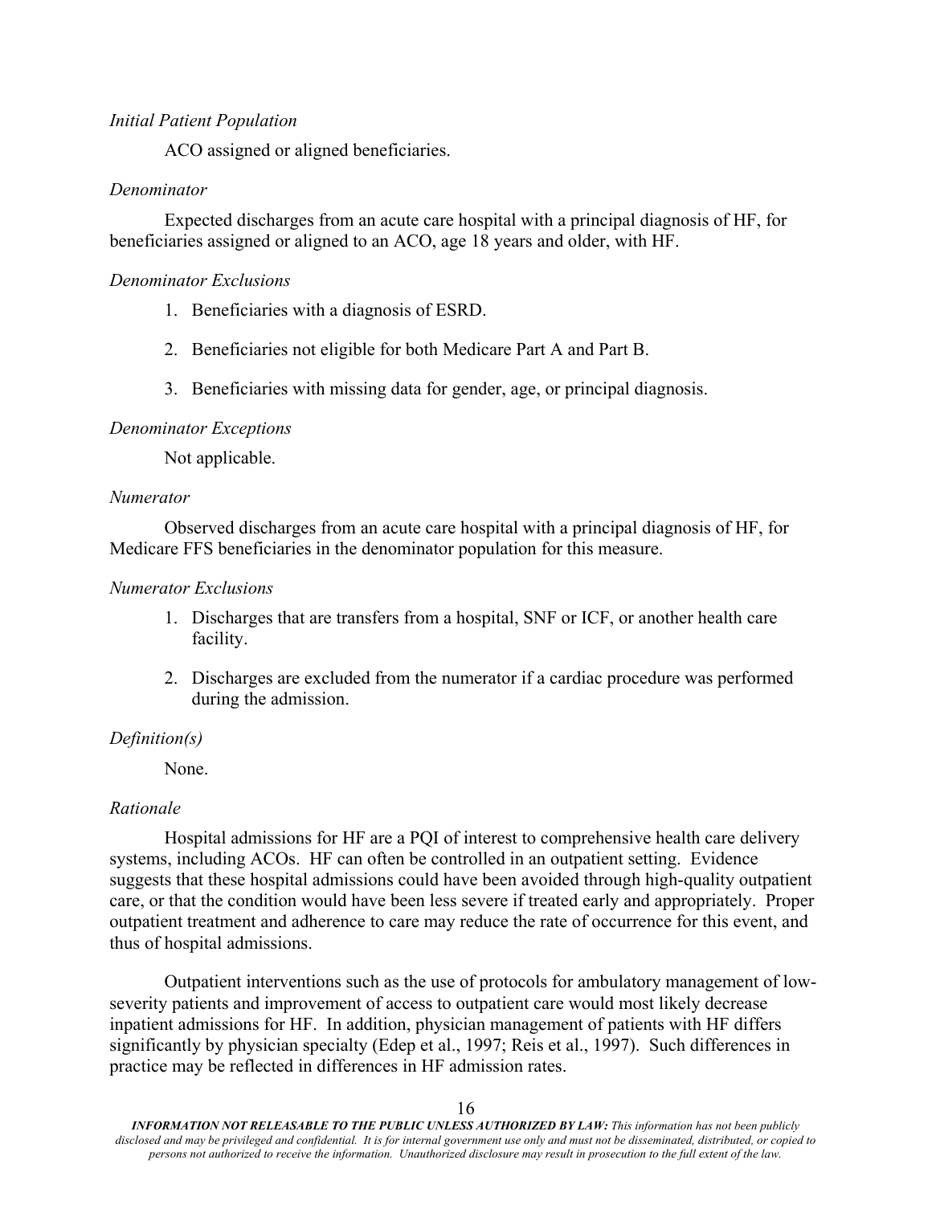*Initial Patient Population*

ACO assigned or aligned beneficiaries.

*Denominator*

Expected discharges from an acute care hospital with a principal diagnosis of HF, for beneficiaries assigned or aligned to an ACO, age 18 years and older, with HF.

*Denominator Exclusions*

1. Beneficiaries with a diagnosis of ESRD.
2. Beneficiaries not eligible for both Medicare Part A and Part B.
3. Beneficiaries with missing data for gender, age, or principal diagnosis.

*Denominator Exceptions*

Not applicable.

*Numerator*

Observed discharges from an acute care hospital with a principal diagnosis of HF, for Medicare FFS beneficiaries in the denominator population for this measure.

*Numerator Exclusions*

1. Discharges that are transfers from a hospital, SNF or ICF, or another health care facility.
2. Discharges are excluded from the numerator if a cardiac procedure was performed during the admission.

*Definition(s)*

None.

*Rationale*

Hospital admissions for HF are a PQI of interest to comprehensive health care delivery systems, including ACOs. HF can often be controlled in an outpatient setting. Evidence suggests that these hospital admissions could have been avoided through high-quality outpatient care, or that the condition would have been less severe if treated early and appropriately. Proper outpatient treatment and adherence to care may reduce the rate of occurrence for this event, and thus of hospital admissions.

Outpatient interventions such as the use of protocols for ambulatory management of low-severity patients and improvement of access to outpatient care would most likely decrease inpatient admissions for HF. In addition, physician management of patients with HF differs significantly by physician specialty (Edep et al., 1997; Reis et al., 1997). Such differences in practice may be reflected in differences in HF admission rates.

***INFORMATION NOT RELEASABLE TO THE PUBLIC UNLESS AUTHORIZED BY LAW:*** *This information has not been publicly disclosed and may be privileged and confidential. It is for internal government use only and must not be disseminated, distributed, or copied to persons not authorized to receive the information. Unauthorized disclosure may result in prosecution to the full extent of the law.*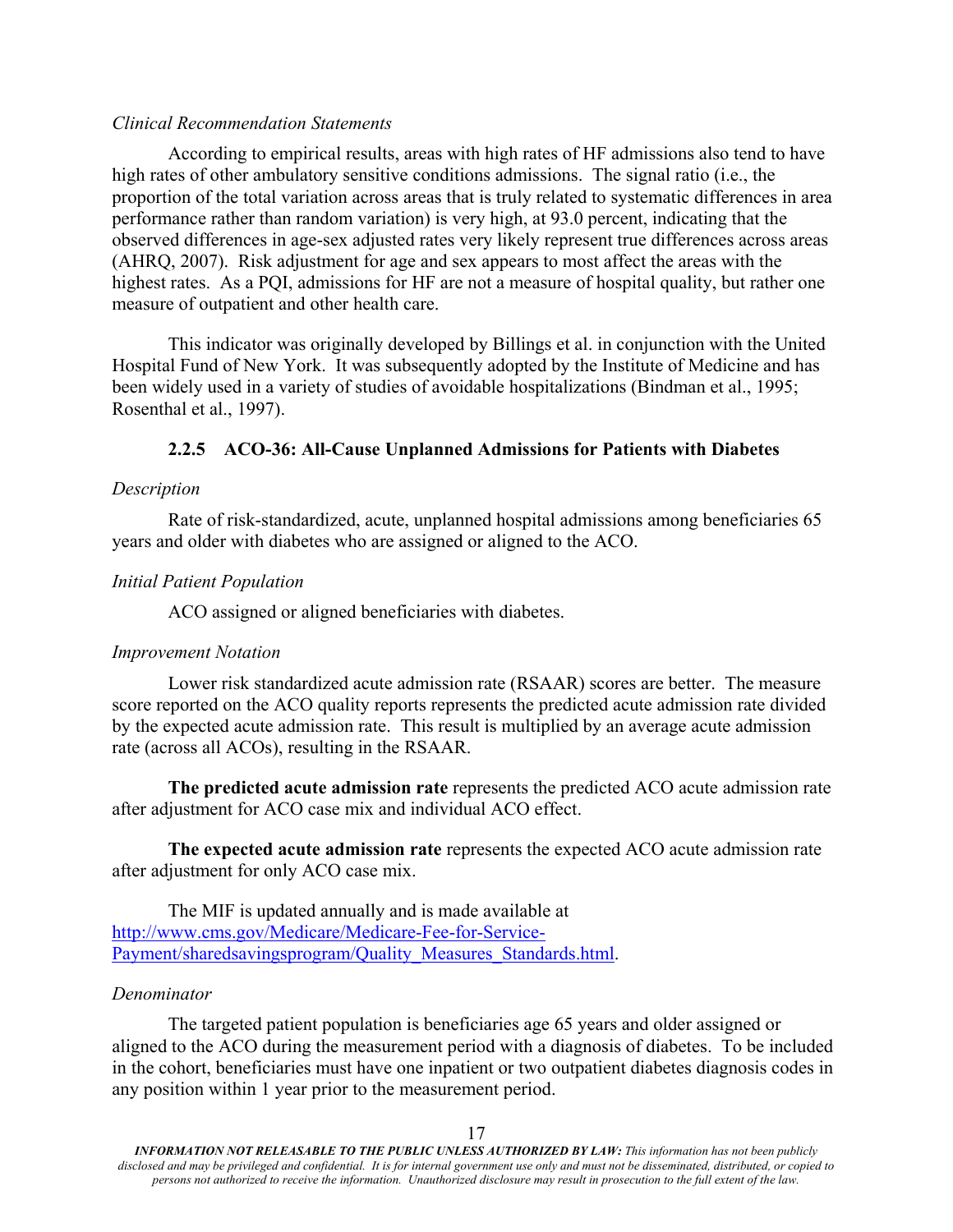*Clinical Recommendation Statements*

According to empirical results, areas with high rates of HF admissions also tend to have high rates of other ambulatory sensitive conditions admissions. The signal ratio (i.e., the proportion of the total variation across areas that is truly related to systematic differences in area performance rather than random variation) is very high, at 93.0 percent, indicating that the observed differences in age-sex adjusted rates very likely represent true differences across areas (AHRQ, 2007). Risk adjustment for age and sex appears to most affect the areas with the highest rates. As a PQI, admissions for HF are not a measure of hospital quality, but rather one measure of outpatient and other health care.

This indicator was originally developed by Billings et al. in conjunction with the United Hospital Fund of New York. It was subsequently adopted by the Institute of Medicine and has been widely used in a variety of studies of avoidable hospitalizations (Bindman et al., 1995; Rosenthal et al., 1997).

### 2.2.5 ACO-36: All-Cause Unplanned Admissions for Patients with Diabetes

*Description*

Rate of risk-standardized, acute, unplanned hospital admissions among beneficiaries 65 years and older with diabetes who are assigned or aligned to the ACO.

*Initial Patient Population*

ACO assigned or aligned beneficiaries with diabetes.

*Improvement Notation*

Lower risk standardized acute admission rate (RSAAR) scores are better. The measure score reported on the ACO quality reports represents the predicted acute admission rate divided by the expected acute admission rate. This result is multiplied by an average acute admission rate (across all ACOs), resulting in the RSAAR.

**The predicted acute admission rate** represents the predicted ACO acute admission rate after adjustment for ACO case mix and individual ACO effect.

**The expected acute admission rate** represents the expected ACO acute admission rate after adjustment for only ACO case mix.

The MIF is updated annually and is made available at [http://www.cms.gov/Medicare/Medicare-Fee-for-Service-Payment/sharedsavingsprogram/Quality_Measures_Standards.html](http://www.cms.gov/Medicare/Medicare-Fee-for-Service-Payment/sharedsavingsprogram/Quality_Measures_Standards.html).

*Denominator*

The targeted patient population is beneficiaries age 65 years and older assigned or aligned to the ACO during the measurement period with a diagnosis of diabetes. To be included in the cohort, beneficiaries must have one inpatient or two outpatient diabetes diagnosis codes in any position within 1 year prior to the measurement period.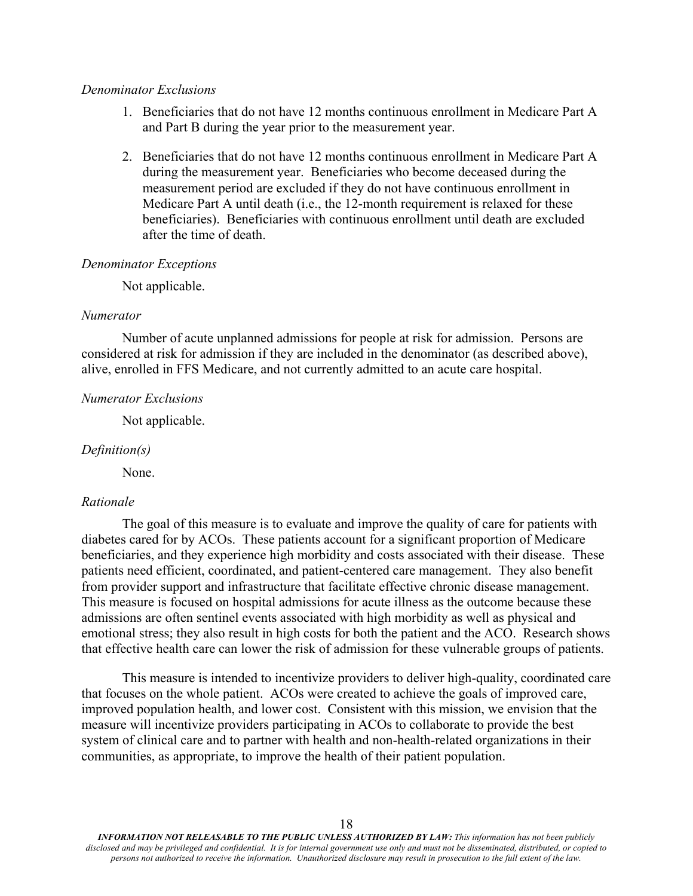*Denominator Exclusions*

1. Beneficiaries that do not have 12 months continuous enrollment in Medicare Part A and Part B during the year prior to the measurement year.
2. Beneficiaries that do not have 12 months continuous enrollment in Medicare Part A during the measurement year. Beneficiaries who become deceased during the measurement period are excluded if they do not have continuous enrollment in Medicare Part A until death (i.e., the 12-month requirement is relaxed for these beneficiaries). Beneficiaries with continuous enrollment until death are excluded after the time of death.

*Denominator Exceptions*

Not applicable.

*Numerator*

Number of acute unplanned admissions for people at risk for admission. Persons are considered at risk for admission if they are included in the denominator (as described above), alive, enrolled in FFS Medicare, and not currently admitted to an acute care hospital.

*Numerator Exclusions*

Not applicable.

*Definition(s)*

None.

*Rationale*

The goal of this measure is to evaluate and improve the quality of care for patients with diabetes cared for by ACOs. These patients account for a significant proportion of Medicare beneficiaries, and they experience high morbidity and costs associated with their disease. These patients need efficient, coordinated, and patient-centered care management. They also benefit from provider support and infrastructure that facilitate effective chronic disease management. This measure is focused on hospital admissions for acute illness as the outcome because these admissions are often sentinel events associated with high morbidity as well as physical and emotional stress; they also result in high costs for both the patient and the ACO. Research shows that effective health care can lower the risk of admission for these vulnerable groups of patients.

This measure is intended to incentivize providers to deliver high-quality, coordinated care that focuses on the whole patient. ACOs were created to achieve the goals of improved care, improved population health, and lower cost. Consistent with this mission, we envision that the measure will incentivize providers participating in ACOs to collaborate to provide the best system of clinical care and to partner with health and non-health-related organizations in their communities, as appropriate, to improve the health of their patient population.

***INFORMATION NOT RELEASABLE TO THE PUBLIC UNLESS AUTHORIZED BY LAW:*** *This information has not been publicly disclosed and may be privileged and confidential. It is for internal government use only and must not be disseminated, distributed, or copied to persons not authorized to receive the information. Unauthorized disclosure may result in prosecution to the full extent of the law.*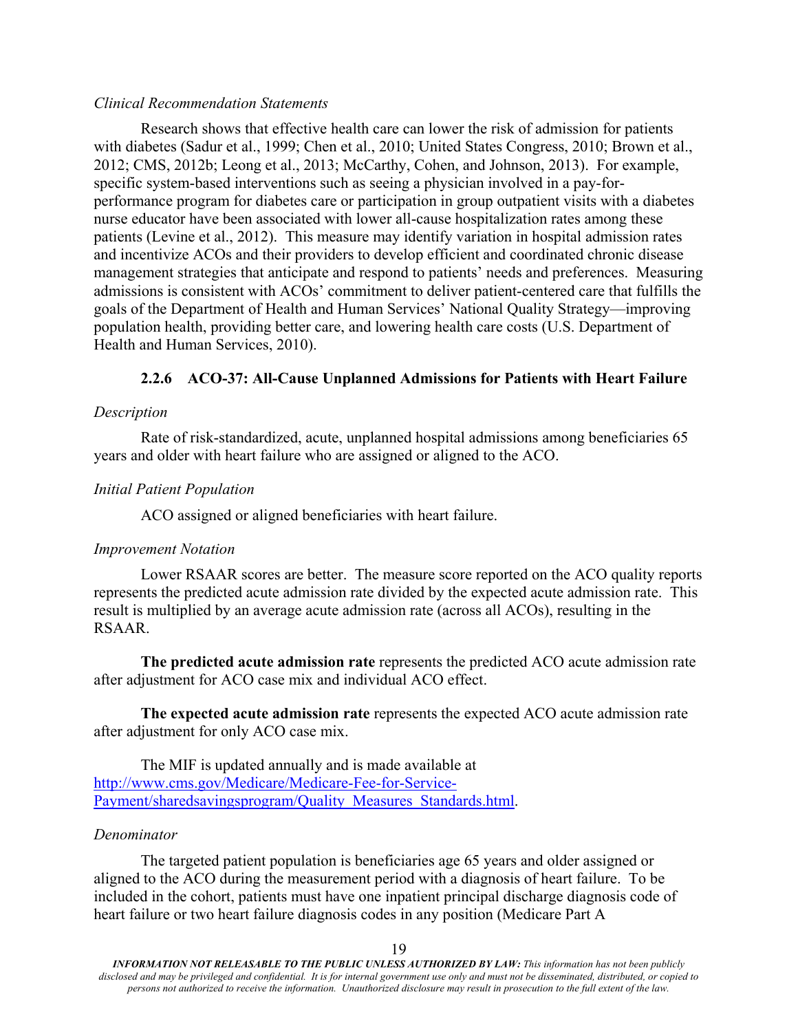*Clinical Recommendation Statements*

Research shows that effective health care can lower the risk of admission for patients with diabetes (Sadur et al., 1999; Chen et al., 2010; United States Congress, 2010; Brown et al., 2012; CMS, 2012b; Leong et al., 2013; McCarthy, Cohen, and Johnson, 2013). For example, specific system-based interventions such as seeing a physician involved in a pay-for-performance program for diabetes care or participation in group outpatient visits with a diabetes nurse educator have been associated with lower all-cause hospitalization rates among these patients (Levine et al., 2012). This measure may identify variation in hospital admission rates and incentivize ACOs and their providers to develop efficient and coordinated chronic disease management strategies that anticipate and respond to patients' needs and preferences. Measuring admissions is consistent with ACOs' commitment to deliver patient-centered care that fulfills the goals of the Department of Health and Human Services' National Quality Strategy—improving population health, providing better care, and lowering health care costs (U.S. Department of Health and Human Services, 2010).

### 2.2.6 ACO-37: All-Cause Unplanned Admissions for Patients with Heart Failure

*Description*

Rate of risk-standardized, acute, unplanned hospital admissions among beneficiaries 65 years and older with heart failure who are assigned or aligned to the ACO.

*Initial Patient Population*

ACO assigned or aligned beneficiaries with heart failure.

*Improvement Notation*

Lower RSAAR scores are better. The measure score reported on the ACO quality reports represents the predicted acute admission rate divided by the expected acute admission rate. This result is multiplied by an average acute admission rate (across all ACOs), resulting in the RSAAR.

**The predicted acute admission rate** represents the predicted ACO acute admission rate after adjustment for ACO case mix and individual ACO effect.

**The expected acute admission rate** represents the expected ACO acute admission rate after adjustment for only ACO case mix.

The MIF is updated annually and is made available at [http://www.cms.gov/Medicare/Medicare-Fee-for-Service-Payment/sharedsavingsprogram/Quality_Measures_Standards.html](http://www.cms.gov/Medicare/Medicare-Fee-for-Service-Payment/sharedsavingsprogram/Quality_Measures_Standards.html).

*Denominator*

The targeted patient population is beneficiaries age 65 years and older assigned or aligned to the ACO during the measurement period with a diagnosis of heart failure. To be included in the cohort, patients must have one inpatient principal discharge diagnosis code of heart failure or two heart failure diagnosis codes in any position (Medicare Part A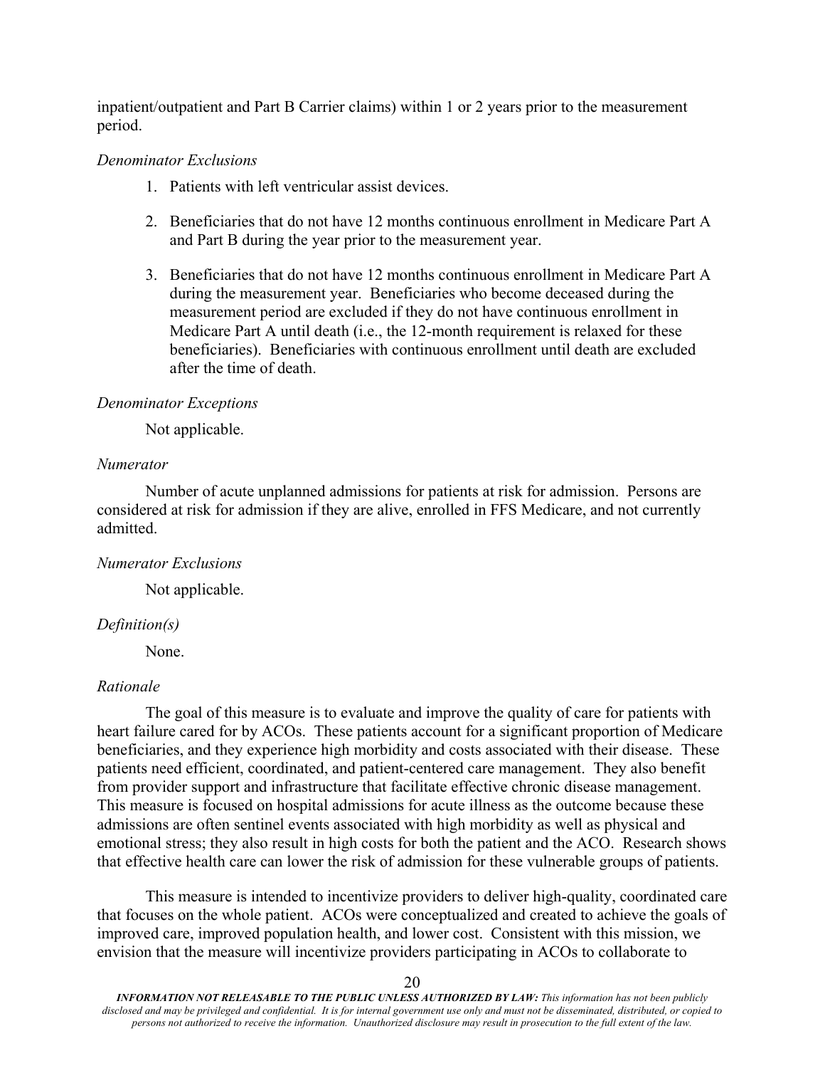inpatient/outpatient and Part B Carrier claims) within 1 or 2 years prior to the measurement period.

*Denominator Exclusions*

1. Patients with left ventricular assist devices.
2. Beneficiaries that do not have 12 months continuous enrollment in Medicare Part A and Part B during the year prior to the measurement year.
3. Beneficiaries that do not have 12 months continuous enrollment in Medicare Part A during the measurement year. Beneficiaries who become deceased during the measurement period are excluded if they do not have continuous enrollment in Medicare Part A until death (i.e., the 12-month requirement is relaxed for these beneficiaries). Beneficiaries with continuous enrollment until death are excluded after the time of death.

*Denominator Exceptions*

Not applicable.

*Numerator*

Number of acute unplanned admissions for patients at risk for admission. Persons are considered at risk for admission if they are alive, enrolled in FFS Medicare, and not currently admitted.

*Numerator Exclusions*

Not applicable.

*Definition(s)*

None.

*Rationale*

The goal of this measure is to evaluate and improve the quality of care for patients with heart failure cared for by ACOs. These patients account for a significant proportion of Medicare beneficiaries, and they experience high morbidity and costs associated with their disease. These patients need efficient, coordinated, and patient-centered care management. They also benefit from provider support and infrastructure that facilitate effective chronic disease management. This measure is focused on hospital admissions for acute illness as the outcome because these admissions are often sentinel events associated with high morbidity as well as physical and emotional stress; they also result in high costs for both the patient and the ACO. Research shows that effective health care can lower the risk of admission for these vulnerable groups of patients.

This measure is intended to incentivize providers to deliver high-quality, coordinated care that focuses on the whole patient. ACOs were conceptualized and created to achieve the goals of improved care, improved population health, and lower cost. Consistent with this mission, we envision that the measure will incentivize providers participating in ACOs to collaborate to

***INFORMATION NOT RELEASABLE TO THE PUBLIC UNLESS AUTHORIZED BY LAW:*** *This information has not been publicly disclosed and may be privileged and confidential. It is for internal government use only and must not be disseminated, distributed, or copied to persons not authorized to receive the information. Unauthorized disclosure may result in prosecution to the full extent of the law.*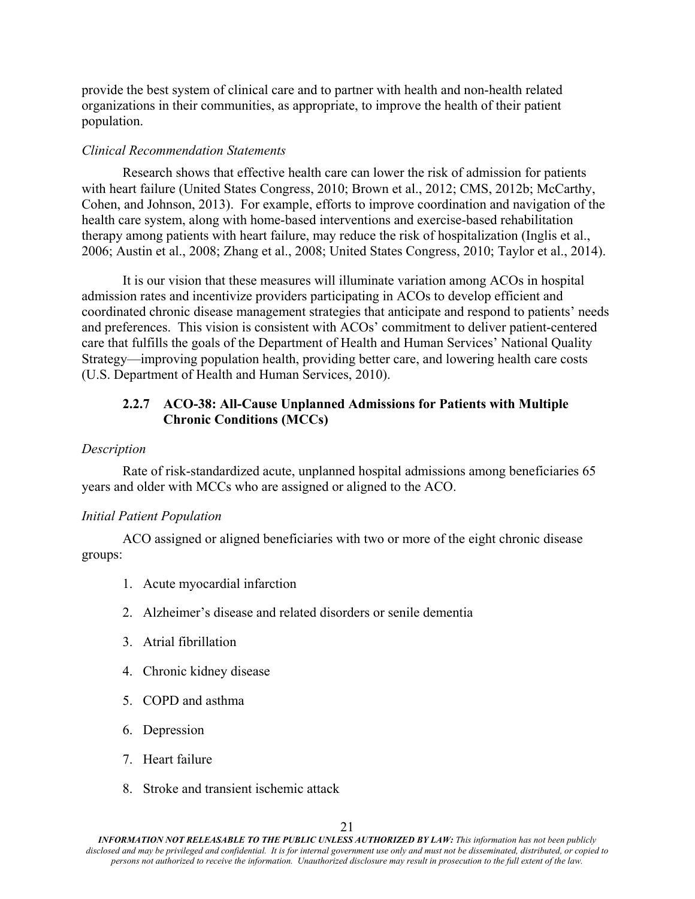provide the best system of clinical care and to partner with health and non-health related organizations in their communities, as appropriate, to improve the health of their patient population.

*Clinical Recommendation Statements*

Research shows that effective health care can lower the risk of admission for patients with heart failure (United States Congress, 2010; Brown et al., 2012; CMS, 2012b; McCarthy, Cohen, and Johnson, 2013). For example, efforts to improve coordination and navigation of the health care system, along with home-based interventions and exercise-based rehabilitation therapy among patients with heart failure, may reduce the risk of hospitalization (Inglis et al., 2006; Austin et al., 2008; Zhang et al., 2008; United States Congress, 2010; Taylor et al., 2014).

It is our vision that these measures will illuminate variation among ACOs in hospital admission rates and incentivize providers participating in ACOs to develop efficient and coordinated chronic disease management strategies that anticipate and respond to patients' needs and preferences. This vision is consistent with ACOs' commitment to deliver patient-centered care that fulfills the goals of the Department of Health and Human Services' National Quality Strategy—improving population health, providing better care, and lowering health care costs (U.S. Department of Health and Human Services, 2010).

### 2.2.7 ACO-38: All-Cause Unplanned Admissions for Patients with Multiple Chronic Conditions (MCCs)

*Description*

Rate of risk-standardized acute, unplanned hospital admissions among beneficiaries 65 years and older with MCCs who are assigned or aligned to the ACO.

*Initial Patient Population*

ACO assigned or aligned beneficiaries with two or more of the eight chronic disease groups:

1. Acute myocardial infarction
2. Alzheimer's disease and related disorders or senile dementia
3. Atrial fibrillation
4. Chronic kidney disease
5. COPD and asthma
6. Depression
7. Heart failure
8. Stroke and transient ischemic attack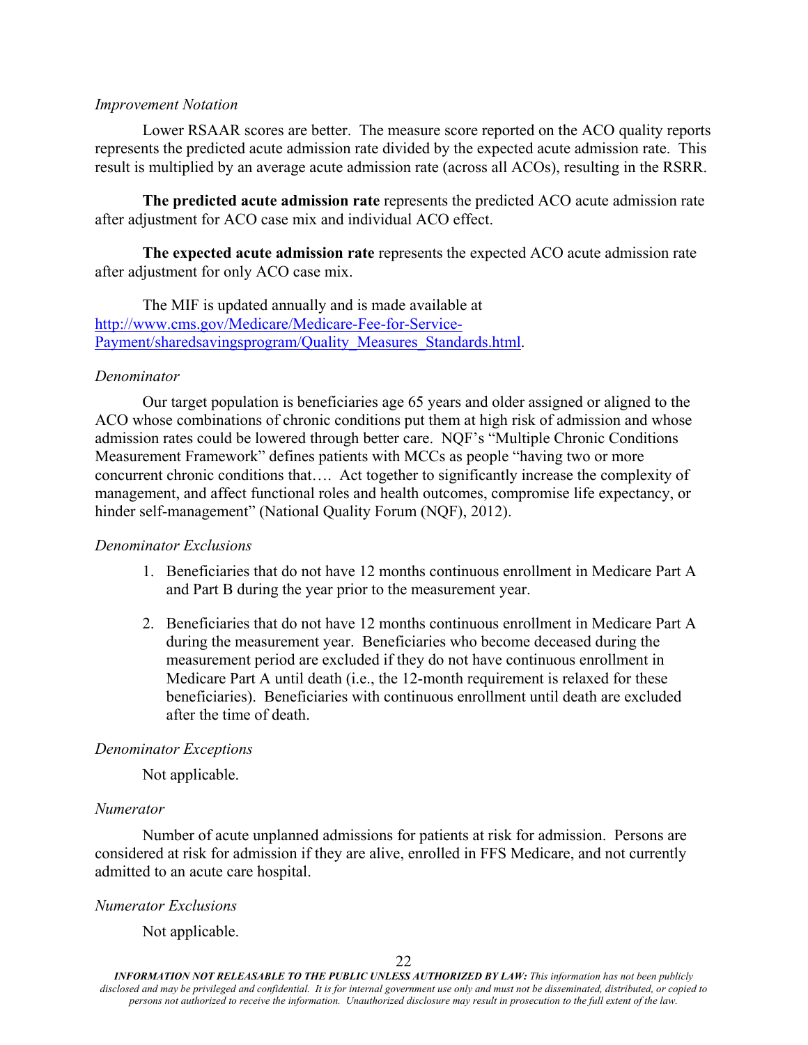*Improvement Notation*

Lower RSAAR scores are better. The measure score reported on the ACO quality reports represents the predicted acute admission rate divided by the expected acute admission rate. This result is multiplied by an average acute admission rate (across all ACOs), resulting in the RSRR.

**The predicted acute admission rate** represents the predicted ACO acute admission rate after adjustment for ACO case mix and individual ACO effect.

**The expected acute admission rate** represents the expected ACO acute admission rate after adjustment for only ACO case mix.

The MIF is updated annually and is made available at [http://www.cms.gov/Medicare/Medicare-Fee-for-Service-Payment/sharedsavingsprogram/Quality_Measures_Standards.html](http://www.cms.gov/Medicare/Medicare-Fee-for-Service-Payment/sharedsavingsprogram/Quality_Measures_Standards.html).

*Denominator*

Our target population is beneficiaries age 65 years and older assigned or aligned to the ACO whose combinations of chronic conditions put them at high risk of admission and whose admission rates could be lowered through better care. NQF's "Multiple Chronic Conditions Measurement Framework" defines patients with MCCs as people "having two or more concurrent chronic conditions that…. Act together to significantly increase the complexity of management, and affect functional roles and health outcomes, compromise life expectancy, or hinder self-management" (National Quality Forum (NQF), 2012).

*Denominator Exclusions*

1. Beneficiaries that do not have 12 months continuous enrollment in Medicare Part A and Part B during the year prior to the measurement year.

2. Beneficiaries that do not have 12 months continuous enrollment in Medicare Part A during the measurement year. Beneficiaries who become deceased during the measurement period are excluded if they do not have continuous enrollment in Medicare Part A until death (i.e., the 12-month requirement is relaxed for these beneficiaries). Beneficiaries with continuous enrollment until death are excluded after the time of death.

*Denominator Exceptions*

Not applicable.

*Numerator*

Number of acute unplanned admissions for patients at risk for admission. Persons are considered at risk for admission if they are alive, enrolled in FFS Medicare, and not currently admitted to an acute care hospital.

*Numerator Exclusions*

Not applicable.

***INFORMATION NOT RELEASABLE TO THE PUBLIC UNLESS AUTHORIZED BY LAW:*** *This information has not been publicly disclosed and may be privileged and confidential. It is for internal government use only and must not be disseminated, distributed, or copied to persons not authorized to receive the information. Unauthorized disclosure may result in prosecution to the full extent of the law.*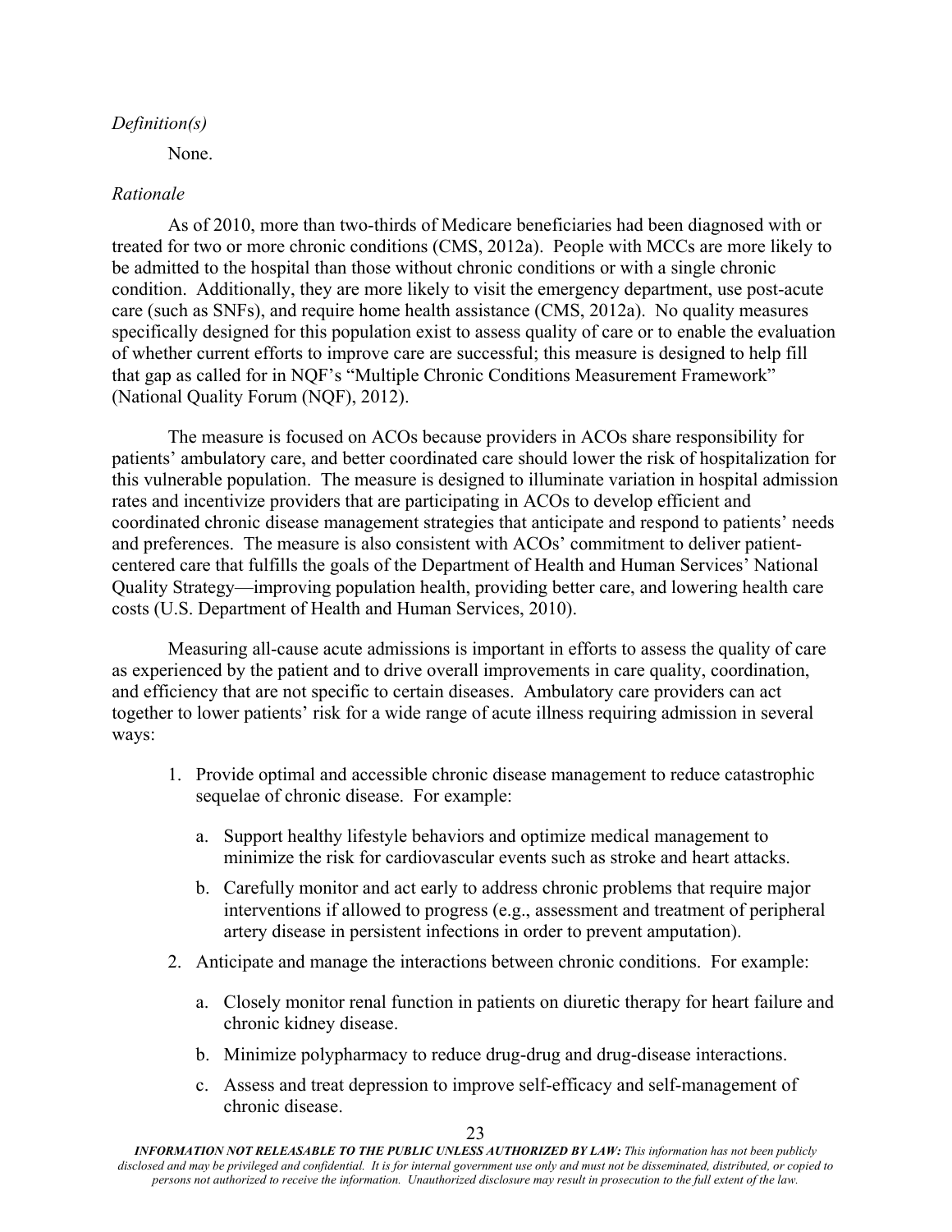*Definition(s)*

None.

*Rationale*

As of 2010, more than two-thirds of Medicare beneficiaries had been diagnosed with or treated for two or more chronic conditions (CMS, 2012a). People with MCCs are more likely to be admitted to the hospital than those without chronic conditions or with a single chronic condition. Additionally, they are more likely to visit the emergency department, use post-acute care (such as SNFs), and require home health assistance (CMS, 2012a). No quality measures specifically designed for this population exist to assess quality of care or to enable the evaluation of whether current efforts to improve care are successful; this measure is designed to help fill that gap as called for in NQF's "Multiple Chronic Conditions Measurement Framework" (National Quality Forum (NQF), 2012).

The measure is focused on ACOs because providers in ACOs share responsibility for patients' ambulatory care, and better coordinated care should lower the risk of hospitalization for this vulnerable population. The measure is designed to illuminate variation in hospital admission rates and incentivize providers that are participating in ACOs to develop efficient and coordinated chronic disease management strategies that anticipate and respond to patients' needs and preferences. The measure is also consistent with ACOs' commitment to deliver patient-centered care that fulfills the goals of the Department of Health and Human Services' National Quality Strategy—improving population health, providing better care, and lowering health care costs (U.S. Department of Health and Human Services, 2010).

Measuring all-cause acute admissions is important in efforts to assess the quality of care as experienced by the patient and to drive overall improvements in care quality, coordination, and efficiency that are not specific to certain diseases. Ambulatory care providers can act together to lower patients' risk for a wide range of acute illness requiring admission in several ways:

1. Provide optimal and accessible chronic disease management to reduce catastrophic sequelae of chronic disease. For example:
    a. Support healthy lifestyle behaviors and optimize medical management to minimize the risk for cardiovascular events such as stroke and heart attacks.
    b. Carefully monitor and act early to address chronic problems that require major interventions if allowed to progress (e.g., assessment and treatment of peripheral artery disease in persistent infections in order to prevent amputation).
2. Anticipate and manage the interactions between chronic conditions. For example:
    a. Closely monitor renal function in patients on diuretic therapy for heart failure and chronic kidney disease.
    b. Minimize polypharmacy to reduce drug-drug and drug-disease interactions.
    c. Assess and treat depression to improve self-efficacy and self-management of chronic disease.

***INFORMATION NOT RELEASABLE TO THE PUBLIC UNLESS AUTHORIZED BY LAW:*** *This information has not been publicly disclosed and may be privileged and confidential. It is for internal government use only and must not be disseminated, distributed, or copied to persons not authorized to receive the information. Unauthorized disclosure may result in prosecution to the full extent of the law.*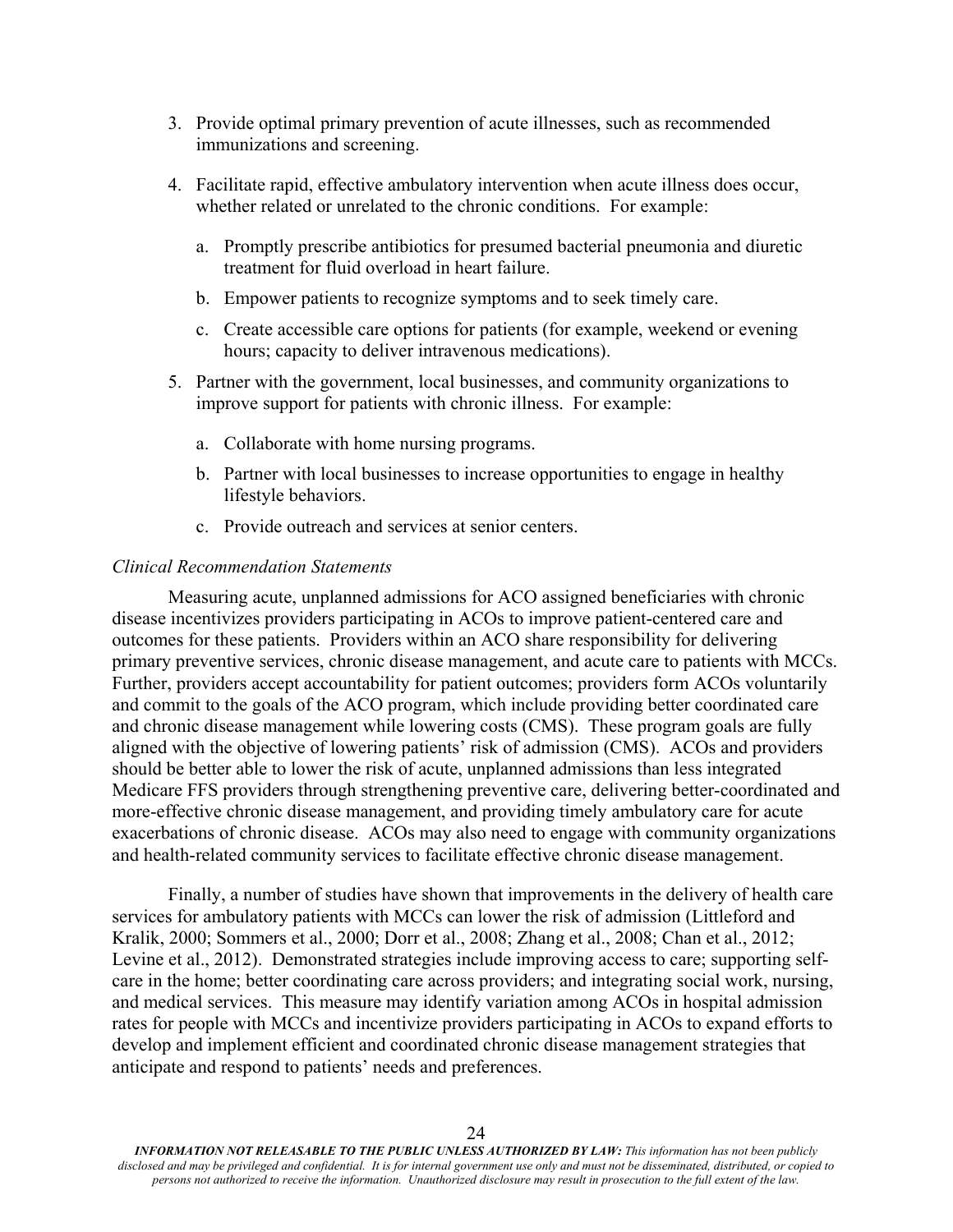3. Provide optimal primary prevention of acute illnesses, such as recommended immunizations and screening.

4. Facilitate rapid, effective ambulatory intervention when acute illness does occur, whether related or unrelated to the chronic conditions. For example:

   a. Promptly prescribe antibiotics for presumed bacterial pneumonia and diuretic treatment for fluid overload in heart failure.

   b. Empower patients to recognize symptoms and to seek timely care.

   c. Create accessible care options for patients (for example, weekend or evening hours; capacity to deliver intravenous medications).

5. Partner with the government, local businesses, and community organizations to improve support for patients with chronic illness. For example:

   a. Collaborate with home nursing programs.

   b. Partner with local businesses to increase opportunities to engage in healthy lifestyle behaviors.

   c. Provide outreach and services at senior centers.

*Clinical Recommendation Statements*

Measuring acute, unplanned admissions for ACO assigned beneficiaries with chronic disease incentivizes providers participating in ACOs to improve patient-centered care and outcomes for these patients. Providers within an ACO share responsibility for delivering primary preventive services, chronic disease management, and acute care to patients with MCCs. Further, providers accept accountability for patient outcomes; providers form ACOs voluntarily and commit to the goals of the ACO program, which include providing better coordinated care and chronic disease management while lowering costs (CMS). These program goals are fully aligned with the objective of lowering patients' risk of admission (CMS). ACOs and providers should be better able to lower the risk of acute, unplanned admissions than less integrated Medicare FFS providers through strengthening preventive care, delivering better-coordinated and more-effective chronic disease management, and providing timely ambulatory care for acute exacerbations of chronic disease. ACOs may also need to engage with community organizations and health-related community services to facilitate effective chronic disease management.

Finally, a number of studies have shown that improvements in the delivery of health care services for ambulatory patients with MCCs can lower the risk of admission (Littleford and Kralik, 2000; Sommers et al., 2000; Dorr et al., 2008; Zhang et al., 2008; Chan et al., 2012; Levine et al., 2012). Demonstrated strategies include improving access to care; supporting self-care in the home; better coordinating care across providers; and integrating social work, nursing, and medical services. This measure may identify variation among ACOs in hospital admission rates for people with MCCs and incentivize providers participating in ACOs to expand efforts to develop and implement efficient and coordinated chronic disease management strategies that anticipate and respond to patients' needs and preferences.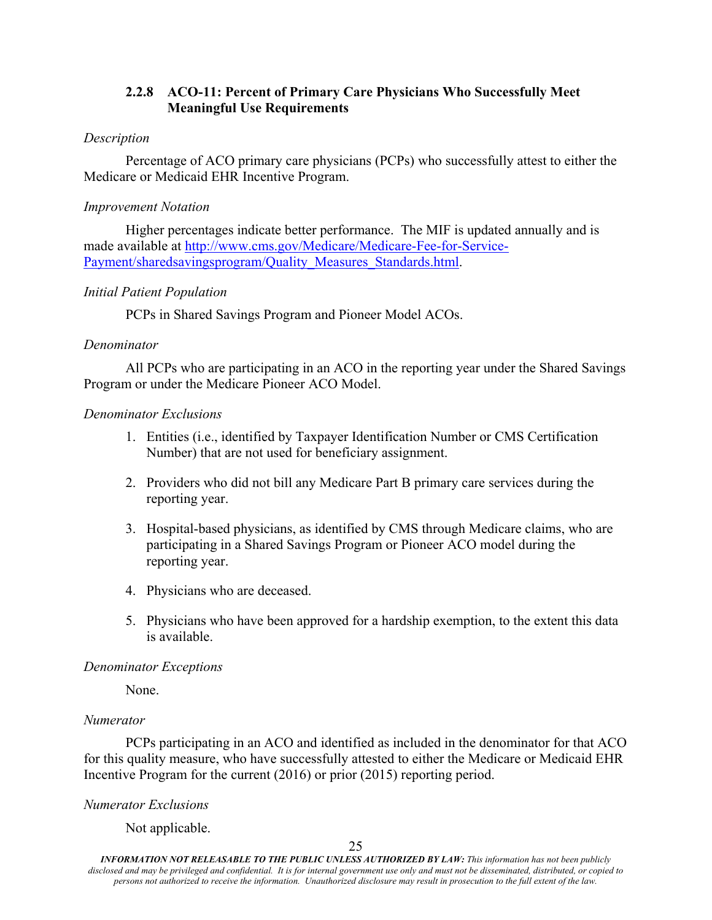### 2.2.8 ACO-11: Percent of Primary Care Physicians Who Successfully Meet Meaningful Use Requirements

*Description*

Percentage of ACO primary care physicians (PCPs) who successfully attest to either the Medicare or Medicaid EHR Incentive Program.

*Improvement Notation*

Higher percentages indicate better performance. The MIF is updated annually and is made available at [http://www.cms.gov/Medicare/Medicare-Fee-for-Service-Payment/sharedsavingsprogram/Quality_Measures_Standards.html](http://www.cms.gov/Medicare/Medicare-Fee-for-Service-Payment/sharedsavingsprogram/Quality_Measures_Standards.html).

*Initial Patient Population*

PCPs in Shared Savings Program and Pioneer Model ACOs.

*Denominator*

All PCPs who are participating in an ACO in the reporting year under the Shared Savings Program or under the Medicare Pioneer ACO Model.

*Denominator Exclusions*

1. Entities (i.e., identified by Taxpayer Identification Number or CMS Certification Number) that are not used for beneficiary assignment.
2. Providers who did not bill any Medicare Part B primary care services during the reporting year.
3. Hospital-based physicians, as identified by CMS through Medicare claims, who are participating in a Shared Savings Program or Pioneer ACO model during the reporting year.
4. Physicians who are deceased.
5. Physicians who have been approved for a hardship exemption, to the extent this data is available.

*Denominator Exceptions*

None.

*Numerator*

PCPs participating in an ACO and identified as included in the denominator for that ACO for this quality measure, who have successfully attested to either the Medicare or Medicaid EHR Incentive Program for the current (2016) or prior (2015) reporting period.

*Numerator Exclusions*

Not applicable.

***INFORMATION NOT RELEASABLE TO THE PUBLIC UNLESS AUTHORIZED BY LAW:*** *This information has not been publicly disclosed and may be privileged and confidential. It is for internal government use only and must not be disseminated, distributed, or copied to persons not authorized to receive the information. Unauthorized disclosure may result in prosecution to the full extent of the law.*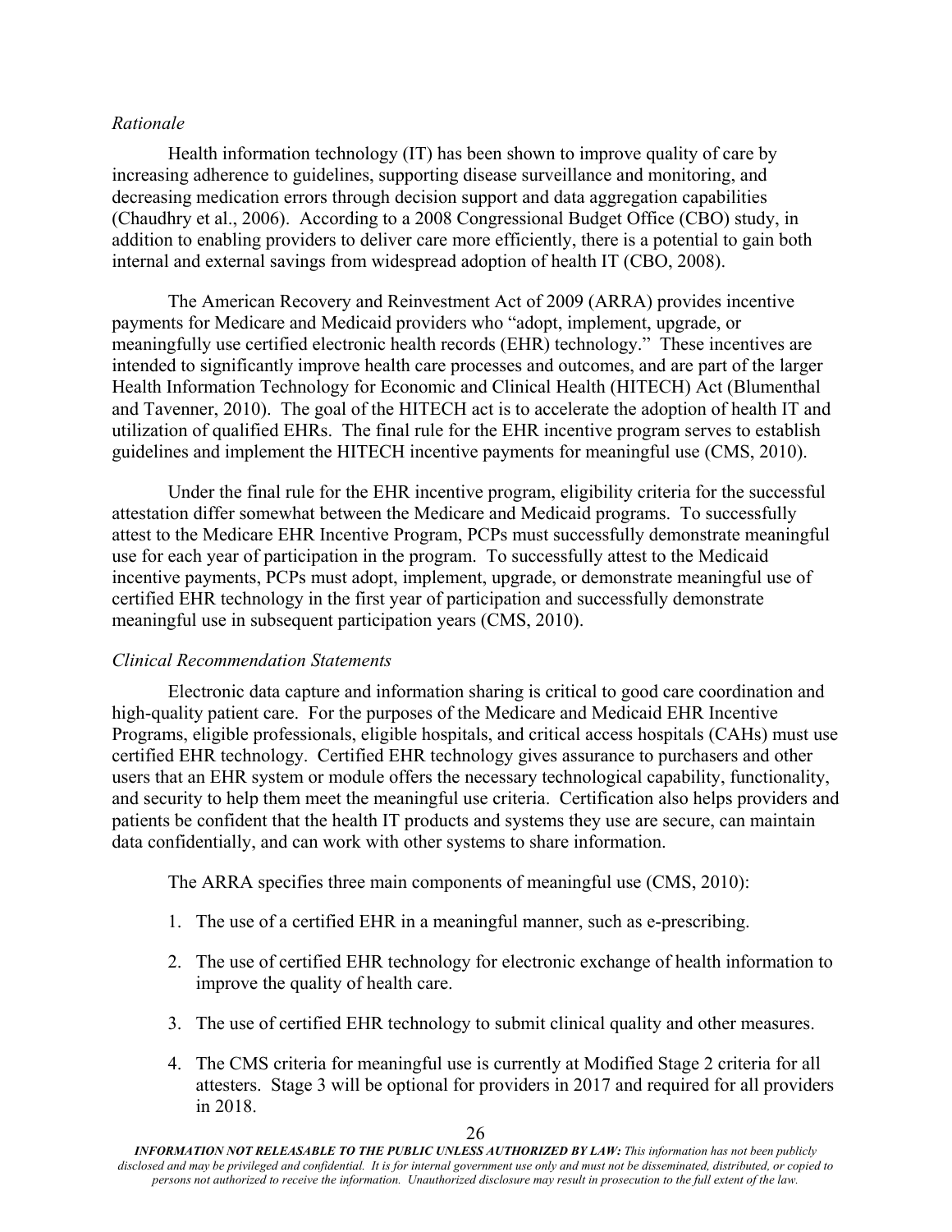*Rationale*

Health information technology (IT) has been shown to improve quality of care by increasing adherence to guidelines, supporting disease surveillance and monitoring, and decreasing medication errors through decision support and data aggregation capabilities (Chaudhry et al., 2006). According to a 2008 Congressional Budget Office (CBO) study, in addition to enabling providers to deliver care more efficiently, there is a potential to gain both internal and external savings from widespread adoption of health IT (CBO, 2008).

The American Recovery and Reinvestment Act of 2009 (ARRA) provides incentive payments for Medicare and Medicaid providers who "adopt, implement, upgrade, or meaningfully use certified electronic health records (EHR) technology." These incentives are intended to significantly improve health care processes and outcomes, and are part of the larger Health Information Technology for Economic and Clinical Health (HITECH) Act (Blumenthal and Tavenner, 2010). The goal of the HITECH act is to accelerate the adoption of health IT and utilization of qualified EHRs. The final rule for the EHR incentive program serves to establish guidelines and implement the HITECH incentive payments for meaningful use (CMS, 2010).

Under the final rule for the EHR incentive program, eligibility criteria for the successful attestation differ somewhat between the Medicare and Medicaid programs. To successfully attest to the Medicare EHR Incentive Program, PCPs must successfully demonstrate meaningful use for each year of participation in the program. To successfully attest to the Medicaid incentive payments, PCPs must adopt, implement, upgrade, or demonstrate meaningful use of certified EHR technology in the first year of participation and successfully demonstrate meaningful use in subsequent participation years (CMS, 2010).

*Clinical Recommendation Statements*

Electronic data capture and information sharing is critical to good care coordination and high-quality patient care. For the purposes of the Medicare and Medicaid EHR Incentive Programs, eligible professionals, eligible hospitals, and critical access hospitals (CAHs) must use certified EHR technology. Certified EHR technology gives assurance to purchasers and other users that an EHR system or module offers the necessary technological capability, functionality, and security to help them meet the meaningful use criteria. Certification also helps providers and patients be confident that the health IT products and systems they use are secure, can maintain data confidentially, and can work with other systems to share information.

The ARRA specifies three main components of meaningful use (CMS, 2010):

1. The use of a certified EHR in a meaningful manner, such as e-prescribing.
2. The use of certified EHR technology for electronic exchange of health information to improve the quality of health care.
3. The use of certified EHR technology to submit clinical quality and other measures.
4. The CMS criteria for meaningful use is currently at Modified Stage 2 criteria for all attesters. Stage 3 will be optional for providers in 2017 and required for all providers in 2018.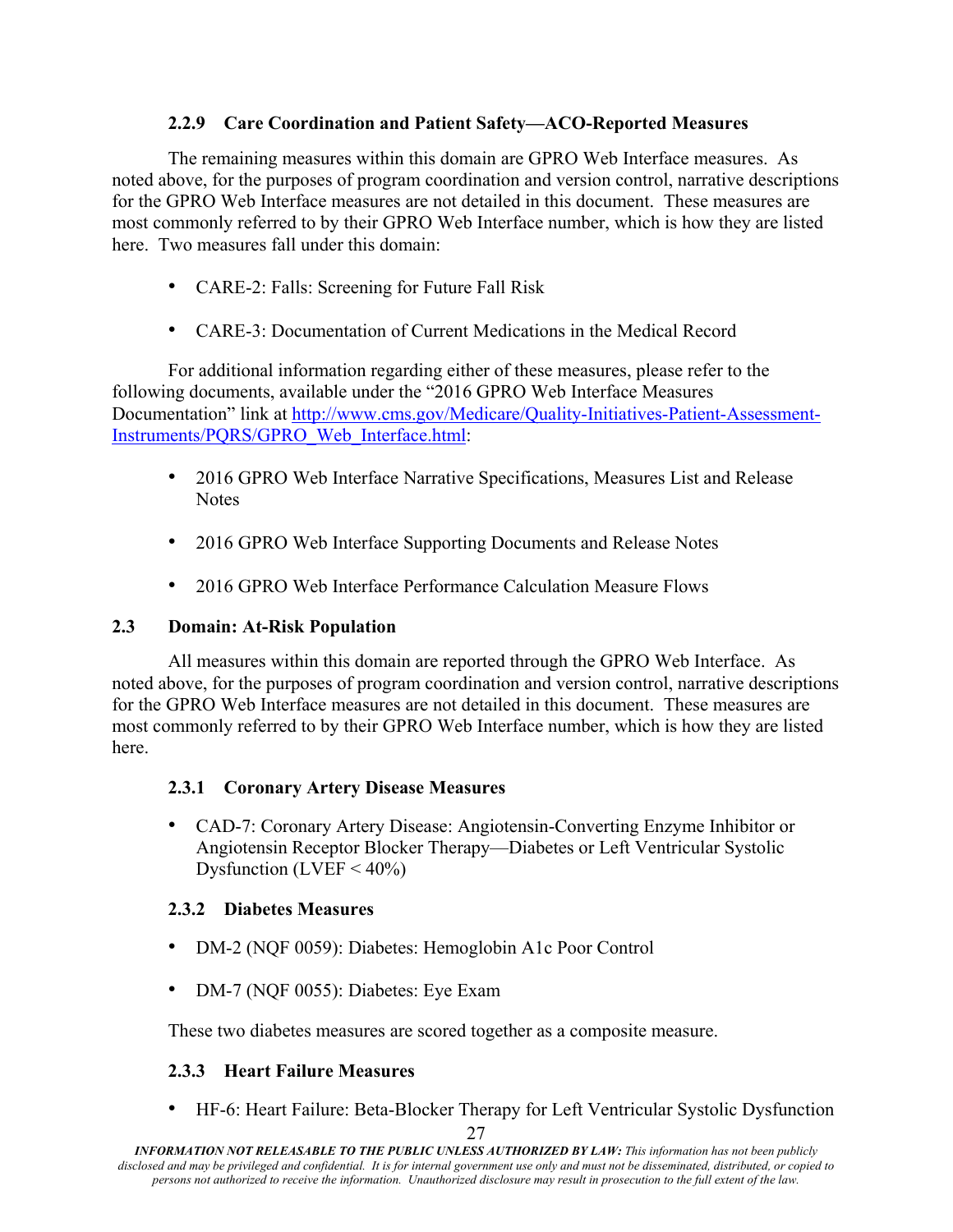#### 2.2.9 Care Coordination and Patient Safety—ACO-Reported Measures

The remaining measures within this domain are GPRO Web Interface measures. As noted above, for the purposes of program coordination and version control, narrative descriptions for the GPRO Web Interface measures are not detailed in this document. These measures are most commonly referred to by their GPRO Web Interface number, which is how they are listed here. Two measures fall under this domain:

- CARE-2: Falls: Screening for Future Fall Risk
- CARE-3: Documentation of Current Medications in the Medical Record

For additional information regarding either of these measures, please refer to the following documents, available under the "2016 GPRO Web Interface Measures Documentation" link at http://www.cms.gov/Medicare/Quality-Initiatives-Patient-Assessment-Instruments/PQRS/GPRO_Web_Interface.html:

- 2016 GPRO Web Interface Narrative Specifications, Measures List and Release Notes
- 2016 GPRO Web Interface Supporting Documents and Release Notes
- 2016 GPRO Web Interface Performance Calculation Measure Flows

### 2.3 Domain: At-Risk Population

All measures within this domain are reported through the GPRO Web Interface. As noted above, for the purposes of program coordination and version control, narrative descriptions for the GPRO Web Interface measures are not detailed in this document. These measures are most commonly referred to by their GPRO Web Interface number, which is how they are listed here.

#### 2.3.1 Coronary Artery Disease Measures

- CAD-7: Coronary Artery Disease: Angiotensin-Converting Enzyme Inhibitor or Angiotensin Receptor Blocker Therapy—Diabetes or Left Ventricular Systolic Dysfunction (LVEF < 40%)

#### 2.3.2 Diabetes Measures

- DM-2 (NQF 0059): Diabetes: Hemoglobin A1c Poor Control
- DM-7 (NQF 0055): Diabetes: Eye Exam

These two diabetes measures are scored together as a composite measure.

#### 2.3.3 Heart Failure Measures

- HF-6: Heart Failure: Beta-Blocker Therapy for Left Ventricular Systolic Dysfunction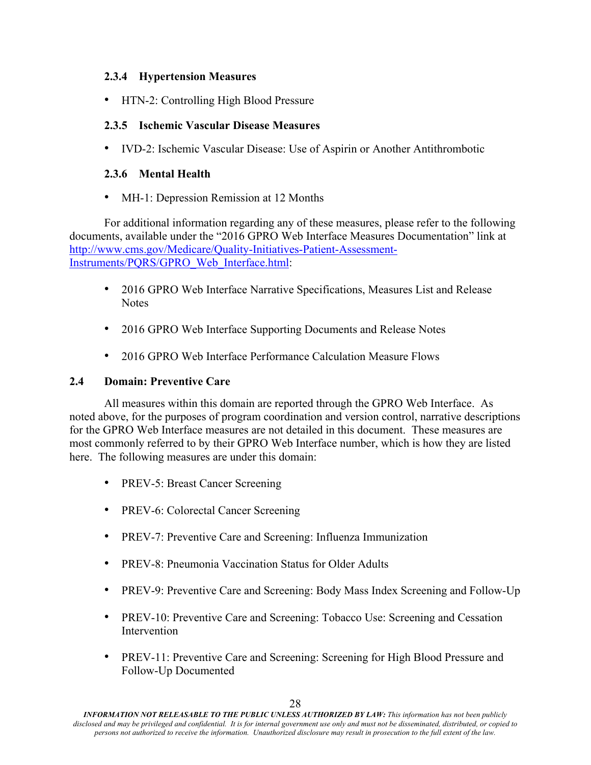### 2.3.4 Hypertension Measures

- HTN-2: Controlling High Blood Pressure

### 2.3.5 Ischemic Vascular Disease Measures

- IVD-2: Ischemic Vascular Disease: Use of Aspirin or Another Antithrombotic

### 2.3.6 Mental Health

- MH-1: Depression Remission at 12 Months

For additional information regarding any of these measures, please refer to the following documents, available under the "2016 GPRO Web Interface Measures Documentation" link at [http://www.cms.gov/Medicare/Quality-Initiatives-Patient-Assessment-Instruments/PQRS/GPRO_Web_Interface.html](http://www.cms.gov/Medicare/Quality-Initiatives-Patient-Assessment-Instruments/PQRS/GPRO_Web_Interface.html):

- 2016 GPRO Web Interface Narrative Specifications, Measures List and Release Notes
- 2016 GPRO Web Interface Supporting Documents and Release Notes
- 2016 GPRO Web Interface Performance Calculation Measure Flows

## 2.4 Domain: Preventive Care

All measures within this domain are reported through the GPRO Web Interface. As noted above, for the purposes of program coordination and version control, narrative descriptions for the GPRO Web Interface measures are not detailed in this document. These measures are most commonly referred to by their GPRO Web Interface number, which is how they are listed here. The following measures are under this domain:

- PREV-5: Breast Cancer Screening
- PREV-6: Colorectal Cancer Screening
- PREV-7: Preventive Care and Screening: Influenza Immunization
- PREV-8: Pneumonia Vaccination Status for Older Adults
- PREV-9: Preventive Care and Screening: Body Mass Index Screening and Follow-Up
- PREV-10: Preventive Care and Screening: Tobacco Use: Screening and Cessation Intervention
- PREV-11: Preventive Care and Screening: Screening for High Blood Pressure and Follow-Up Documented

***INFORMATION NOT RELEASABLE TO THE PUBLIC UNLESS AUTHORIZED BY LAW:*** *This information has not been publicly disclosed and may be privileged and confidential. It is for internal government use only and must not be disseminated, distributed, or copied to persons not authorized to receive the information. Unauthorized disclosure may result in prosecution to the full extent of the law.*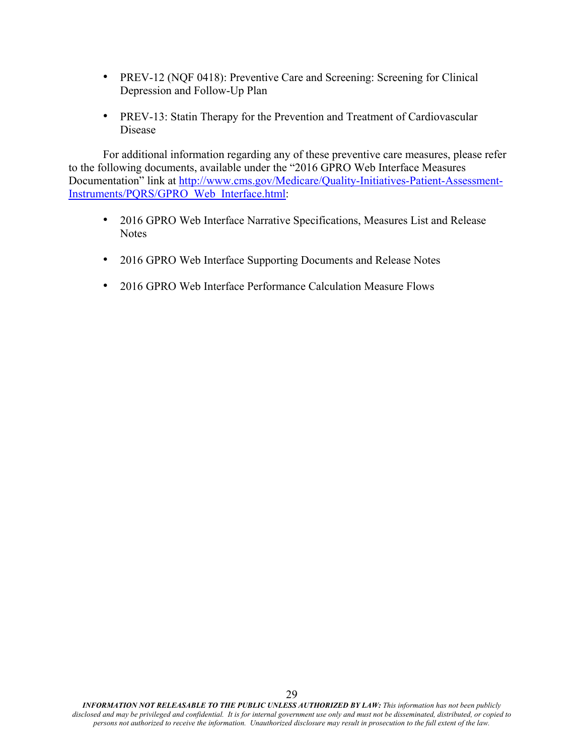- PREV-12 (NQF 0418): Preventive Care and Screening: Screening for Clinical Depression and Follow-Up Plan

- PREV-13: Statin Therapy for the Prevention and Treatment of Cardiovascular Disease

For additional information regarding any of these preventive care measures, please refer to the following documents, available under the "2016 GPRO Web Interface Measures Documentation" link at [http://www.cms.gov/Medicare/Quality-Initiatives-Patient-Assessment-Instruments/PQRS/GPRO_Web_Interface.html](http://www.cms.gov/Medicare/Quality-Initiatives-Patient-Assessment-Instruments/PQRS/GPRO_Web_Interface.html):

- 2016 GPRO Web Interface Narrative Specifications, Measures List and Release Notes

- 2016 GPRO Web Interface Supporting Documents and Release Notes

- 2016 GPRO Web Interface Performance Calculation Measure Flows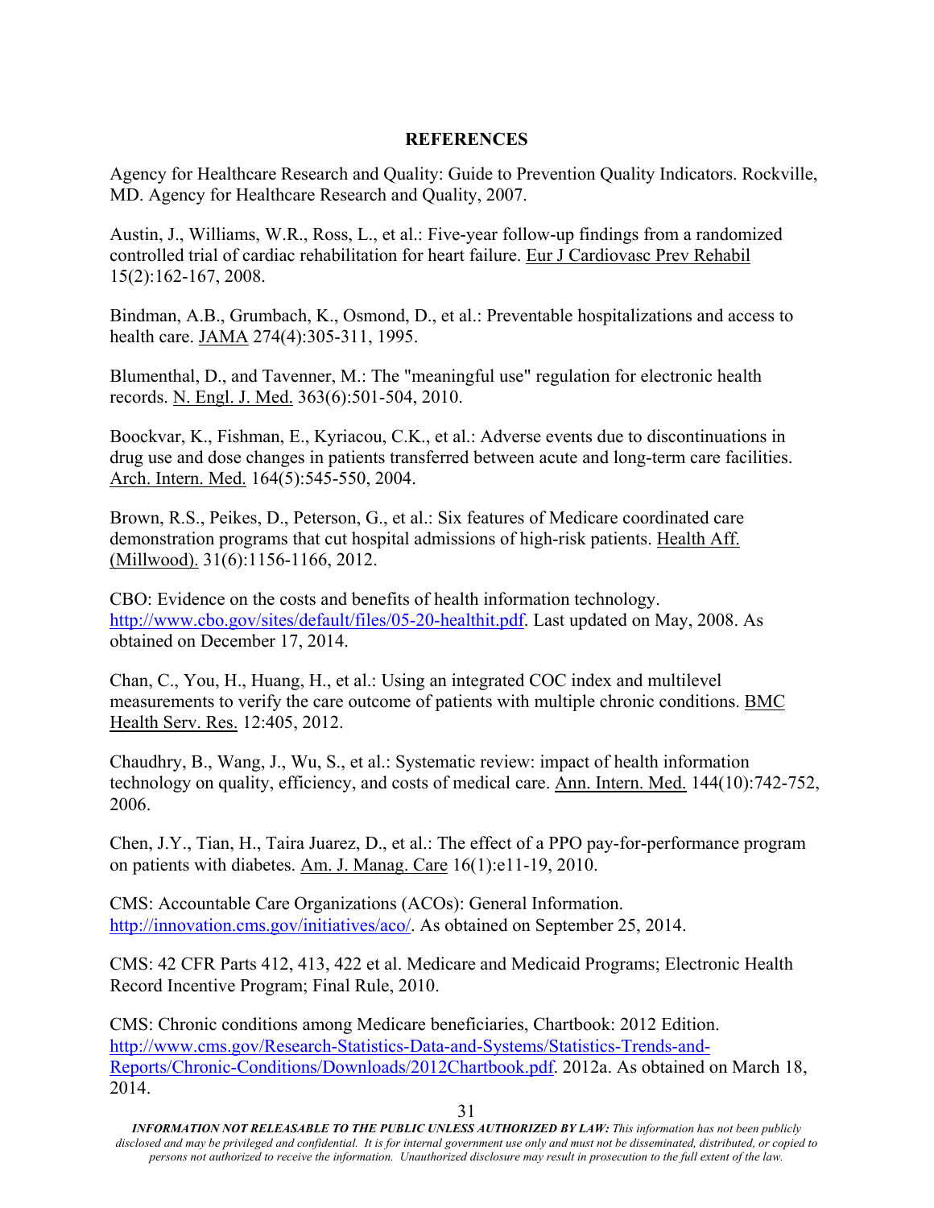## REFERENCES

Agency for Healthcare Research and Quality: Guide to Prevention Quality Indicators. Rockville, MD. Agency for Healthcare Research and Quality, 2007.

Austin, J., Williams, W.R., Ross, L., et al.: Five-year follow-up findings from a randomized controlled trial of cardiac rehabilitation for heart failure. Eur J Cardiovasc Prev Rehabil 15(2):162-167, 2008.

Bindman, A.B., Grumbach, K., Osmond, D., et al.: Preventable hospitalizations and access to health care. JAMA 274(4):305-311, 1995.

Blumenthal, D., and Tavenner, M.: The "meaningful use" regulation for electronic health records. N. Engl. J. Med. 363(6):501-504, 2010.

Boockvar, K., Fishman, E., Kyriacou, C.K., et al.: Adverse events due to discontinuations in drug use and dose changes in patients transferred between acute and long-term care facilities. Arch. Intern. Med. 164(5):545-550, 2004.

Brown, R.S., Peikes, D., Peterson, G., et al.: Six features of Medicare coordinated care demonstration programs that cut hospital admissions of high-risk patients. Health Aff. (Millwood). 31(6):1156-1166, 2012.

CBO: Evidence on the costs and benefits of health information technology. http://www.cbo.gov/sites/default/files/05-20-healthit.pdf. Last updated on May, 2008. As obtained on December 17, 2014.

Chan, C., You, H., Huang, H., et al.: Using an integrated COC index and multilevel measurements to verify the care outcome of patients with multiple chronic conditions. BMC Health Serv. Res. 12:405, 2012.

Chaudhry, B., Wang, J., Wu, S., et al.: Systematic review: impact of health information technology on quality, efficiency, and costs of medical care. Ann. Intern. Med. 144(10):742-752, 2006.

Chen, J.Y., Tian, H., Taira Juarez, D., et al.: The effect of a PPO pay-for-performance program on patients with diabetes. Am. J. Manag. Care 16(1):e11-19, 2010.

CMS: Accountable Care Organizations (ACOs): General Information. http://innovation.cms.gov/initiatives/aco/. As obtained on September 25, 2014.

CMS: 42 CFR Parts 412, 413, 422 et al. Medicare and Medicaid Programs; Electronic Health Record Incentive Program; Final Rule, 2010.

CMS: Chronic conditions among Medicare beneficiaries, Chartbook: 2012 Edition. http://www.cms.gov/Research-Statistics-Data-and-Systems/Statistics-Trends-and-Reports/Chronic-Conditions/Downloads/2012Chartbook.pdf. 2012a. As obtained on March 18, 2014.

***INFORMATION NOT RELEASABLE TO THE PUBLIC UNLESS AUTHORIZED BY LAW:*** *This information has not been publicly disclosed and may be privileged and confidential. It is for internal government use only and must not be disseminated, distributed, or copied to persons not authorized to receive the information. Unauthorized disclosure may result in prosecution to the full extent of the law.*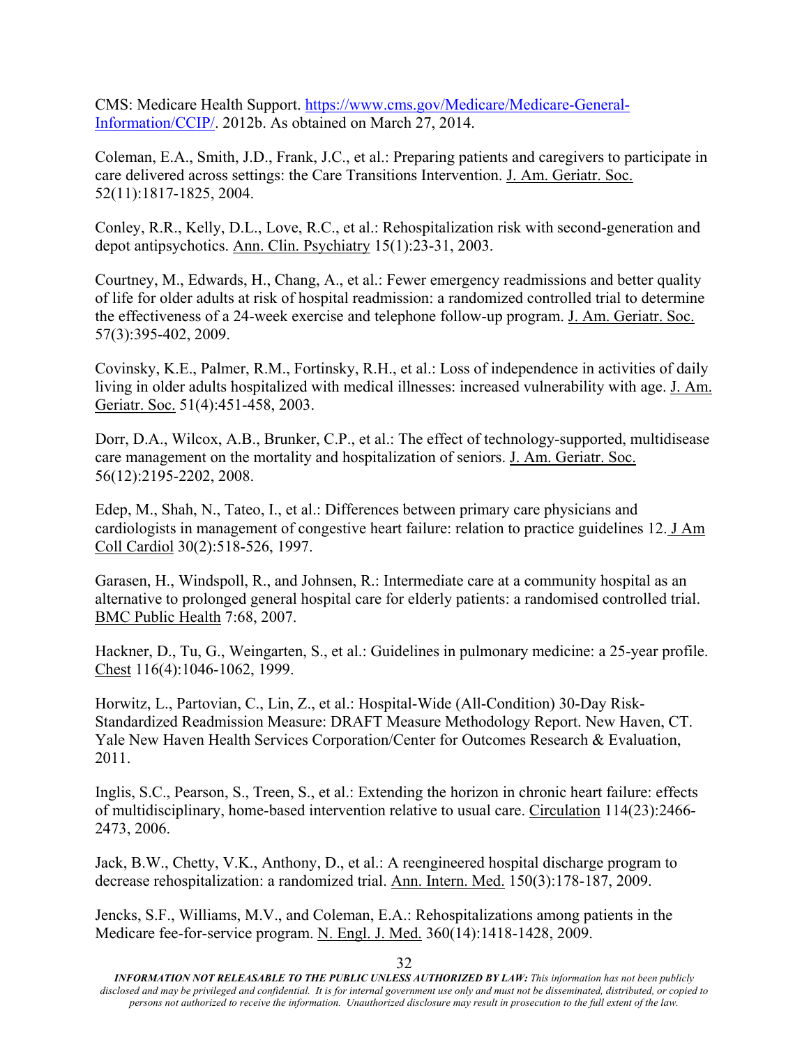CMS: Medicare Health Support. [https://www.cms.gov/Medicare/Medicare-General-Information/CCIP/](https://www.cms.gov/Medicare/Medicare-General-Information/CCIP/). 2012b. As obtained on March 27, 2014.

Coleman, E.A., Smith, J.D., Frank, J.C., et al.: Preparing patients and caregivers to participate in care delivered across settings: the Care Transitions Intervention. J. Am. Geriatr. Soc. 52(11):1817-1825, 2004.

Conley, R.R., Kelly, D.L., Love, R.C., et al.: Rehospitalization risk with second-generation and depot antipsychotics. Ann. Clin. Psychiatry 15(1):23-31, 2003.

Courtney, M., Edwards, H., Chang, A., et al.: Fewer emergency readmissions and better quality of life for older adults at risk of hospital readmission: a randomized controlled trial to determine the effectiveness of a 24-week exercise and telephone follow-up program. J. Am. Geriatr. Soc. 57(3):395-402, 2009.

Covinsky, K.E., Palmer, R.M., Fortinsky, R.H., et al.: Loss of independence in activities of daily living in older adults hospitalized with medical illnesses: increased vulnerability with age. J. Am. Geriatr. Soc. 51(4):451-458, 2003.

Dorr, D.A., Wilcox, A.B., Brunker, C.P., et al.: The effect of technology-supported, multidisease care management on the mortality and hospitalization of seniors. J. Am. Geriatr. Soc. 56(12):2195-2202, 2008.

Edep, M., Shah, N., Tateo, I., et al.: Differences between primary care physicians and cardiologists in management of congestive heart failure: relation to practice guidelines 12. J Am Coll Cardiol 30(2):518-526, 1997.

Garasen, H., Windspoll, R., and Johnsen, R.: Intermediate care at a community hospital as an alternative to prolonged general hospital care for elderly patients: a randomised controlled trial. BMC Public Health 7:68, 2007.

Hackner, D., Tu, G., Weingarten, S., et al.: Guidelines in pulmonary medicine: a 25-year profile. Chest 116(4):1046-1062, 1999.

Horwitz, L., Partovian, C., Lin, Z., et al.: Hospital-Wide (All-Condition) 30-Day Risk-Standardized Readmission Measure: DRAFT Measure Methodology Report. New Haven, CT. Yale New Haven Health Services Corporation/Center for Outcomes Research & Evaluation, 2011.

Inglis, S.C., Pearson, S., Treen, S., et al.: Extending the horizon in chronic heart failure: effects of multidisciplinary, home-based intervention relative to usual care. Circulation 114(23):2466-2473, 2006.

Jack, B.W., Chetty, V.K., Anthony, D., et al.: A reengineered hospital discharge program to decrease rehospitalization: a randomized trial. Ann. Intern. Med. 150(3):178-187, 2009.

Jencks, S.F., Williams, M.V., and Coleman, E.A.: Rehospitalizations among patients in the Medicare fee-for-service program. N. Engl. J. Med. 360(14):1418-1428, 2009.

***INFORMATION NOT RELEASABLE TO THE PUBLIC UNLESS AUTHORIZED BY LAW:*** *This information has not been publicly disclosed and may be privileged and confidential. It is for internal government use only and must not be disseminated, distributed, or copied to persons not authorized to receive the information. Unauthorized disclosure may result in prosecution to the full extent of the law.*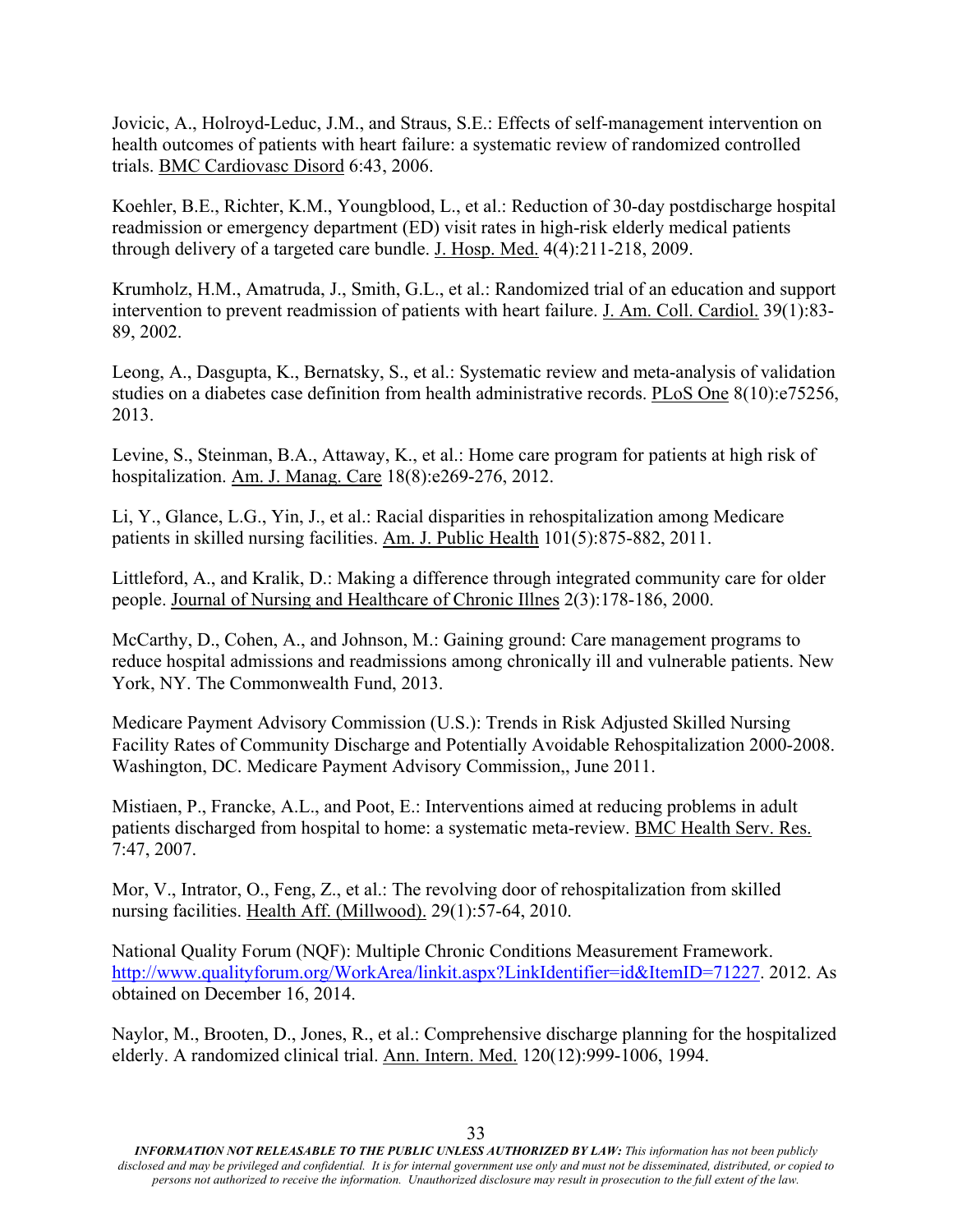Jovicic, A., Holroyd-Leduc, J.M., and Straus, S.E.: Effects of self-management intervention on health outcomes of patients with heart failure: a systematic review of randomized controlled trials. BMC Cardiovasc Disord 6:43, 2006.

Koehler, B.E., Richter, K.M., Youngblood, L., et al.: Reduction of 30-day postdischarge hospital readmission or emergency department (ED) visit rates in high-risk elderly medical patients through delivery of a targeted care bundle. J. Hosp. Med. 4(4):211-218, 2009.

Krumholz, H.M., Amatruda, J., Smith, G.L., et al.: Randomized trial of an education and support intervention to prevent readmission of patients with heart failure. J. Am. Coll. Cardiol. 39(1):83-89, 2002.

Leong, A., Dasgupta, K., Bernatsky, S., et al.: Systematic review and meta-analysis of validation studies on a diabetes case definition from health administrative records. PLoS One 8(10):e75256, 2013.

Levine, S., Steinman, B.A., Attaway, K., et al.: Home care program for patients at high risk of hospitalization. Am. J. Manag. Care 18(8):e269-276, 2012.

Li, Y., Glance, L.G., Yin, J., et al.: Racial disparities in rehospitalization among Medicare patients in skilled nursing facilities. Am. J. Public Health 101(5):875-882, 2011.

Littleford, A., and Kralik, D.: Making a difference through integrated community care for older people. Journal of Nursing and Healthcare of Chronic Illnes 2(3):178-186, 2000.

McCarthy, D., Cohen, A., and Johnson, M.: Gaining ground: Care management programs to reduce hospital admissions and readmissions among chronically ill and vulnerable patients. New York, NY. The Commonwealth Fund, 2013.

Medicare Payment Advisory Commission (U.S.): Trends in Risk Adjusted Skilled Nursing Facility Rates of Community Discharge and Potentially Avoidable Rehospitalization 2000-2008. Washington, DC. Medicare Payment Advisory Commission,, June 2011.

Mistiaen, P., Francke, A.L., and Poot, E.: Interventions aimed at reducing problems in adult patients discharged from hospital to home: a systematic meta-review. BMC Health Serv. Res. 7:47, 2007.

Mor, V., Intrator, O., Feng, Z., et al.: The revolving door of rehospitalization from skilled nursing facilities. Health Aff. (Millwood). 29(1):57-64, 2010.

National Quality Forum (NQF): Multiple Chronic Conditions Measurement Framework. http://www.qualityforum.org/WorkArea/linkit.aspx?LinkIdentifier=id&ItemID=71227. 2012. As obtained on December 16, 2014.

Naylor, M., Brooten, D., Jones, R., et al.: Comprehensive discharge planning for the hospitalized elderly. A randomized clinical trial. Ann. Intern. Med. 120(12):999-1006, 1994.

***INFORMATION NOT RELEASABLE TO THE PUBLIC UNLESS AUTHORIZED BY LAW:*** *This information has not been publicly disclosed and may be privileged and confidential. It is for internal government use only and must not be disseminated, distributed, or copied to persons not authorized to receive the information. Unauthorized disclosure may result in prosecution to the full extent of the law.*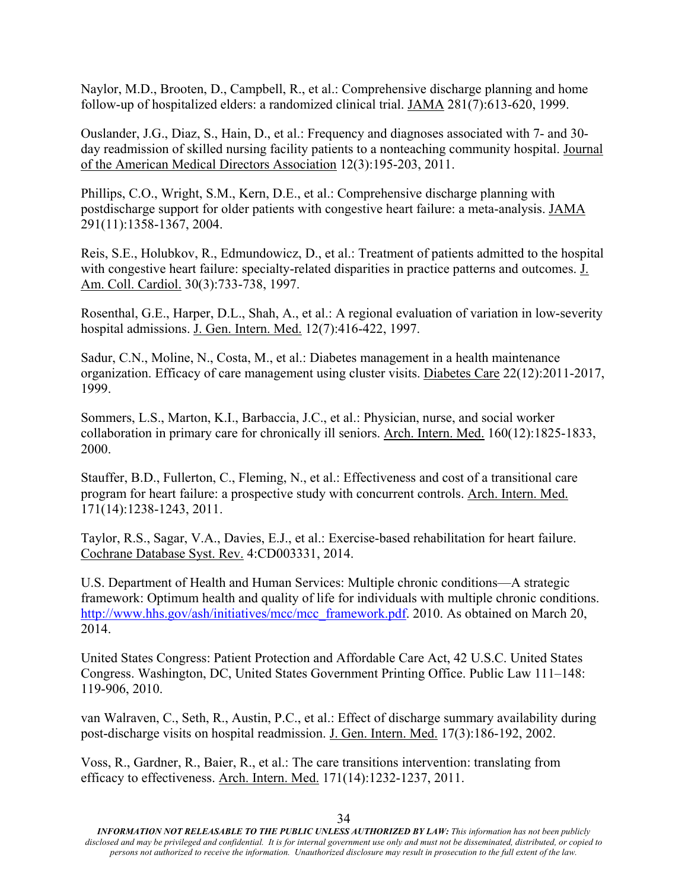Naylor, M.D., Brooten, D., Campbell, R., et al.: Comprehensive discharge planning and home follow-up of hospitalized elders: a randomized clinical trial. JAMA 281(7):613-620, 1999.

Ouslander, J.G., Diaz, S., Hain, D., et al.: Frequency and diagnoses associated with 7- and 30-day readmission of skilled nursing facility patients to a nonteaching community hospital. Journal of the American Medical Directors Association 12(3):195-203, 2011.

Phillips, C.O., Wright, S.M., Kern, D.E., et al.: Comprehensive discharge planning with postdischarge support for older patients with congestive heart failure: a meta-analysis. JAMA 291(11):1358-1367, 2004.

Reis, S.E., Holubkov, R., Edmundowicz, D., et al.: Treatment of patients admitted to the hospital with congestive heart failure: specialty-related disparities in practice patterns and outcomes. J. Am. Coll. Cardiol. 30(3):733-738, 1997.

Rosenthal, G.E., Harper, D.L., Shah, A., et al.: A regional evaluation of variation in low-severity hospital admissions. J. Gen. Intern. Med. 12(7):416-422, 1997.

Sadur, C.N., Moline, N., Costa, M., et al.: Diabetes management in a health maintenance organization. Efficacy of care management using cluster visits. Diabetes Care 22(12):2011-2017, 1999.

Sommers, L.S., Marton, K.I., Barbaccia, J.C., et al.: Physician, nurse, and social worker collaboration in primary care for chronically ill seniors. Arch. Intern. Med. 160(12):1825-1833, 2000.

Stauffer, B.D., Fullerton, C., Fleming, N., et al.: Effectiveness and cost of a transitional care program for heart failure: a prospective study with concurrent controls. Arch. Intern. Med. 171(14):1238-1243, 2011.

Taylor, R.S., Sagar, V.A., Davies, E.J., et al.: Exercise-based rehabilitation for heart failure. Cochrane Database Syst. Rev. 4:CD003331, 2014.

U.S. Department of Health and Human Services: Multiple chronic conditions—A strategic framework: Optimum health and quality of life for individuals with multiple chronic conditions. http://www.hhs.gov/ash/initiatives/mcc/mcc_framework.pdf. 2010. As obtained on March 20, 2014.

United States Congress: Patient Protection and Affordable Care Act, 42 U.S.C. United States Congress. Washington, DC, United States Government Printing Office. Public Law 111–148: 119-906, 2010.

van Walraven, C., Seth, R., Austin, P.C., et al.: Effect of discharge summary availability during post-discharge visits on hospital readmission. J. Gen. Intern. Med. 17(3):186-192, 2002.

Voss, R., Gardner, R., Baier, R., et al.: The care transitions intervention: translating from efficacy to effectiveness. Arch. Intern. Med. 171(14):1232-1237, 2011.

***INFORMATION NOT RELEASABLE TO THE PUBLIC UNLESS AUTHORIZED BY LAW:*** *This information has not been publicly disclosed and may be privileged and confidential. It is for internal government use only and must not be disseminated, distributed, or copied to persons not authorized to receive the information. Unauthorized disclosure may result in prosecution to the full extent of the law.*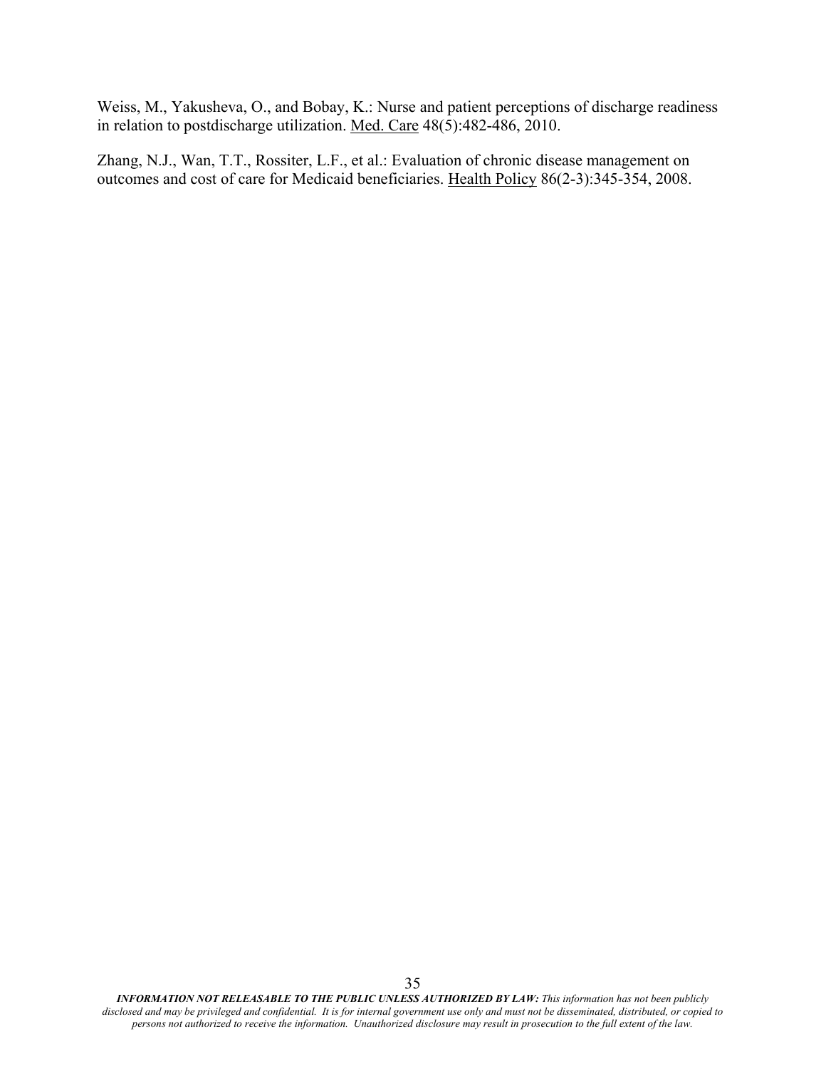Weiss, M., Yakusheva, O., and Bobay, K.: Nurse and patient perceptions of discharge readiness in relation to postdischarge utilization. Med. Care 48(5):482-486, 2010.

Zhang, N.J., Wan, T.T., Rossiter, L.F., et al.: Evaluation of chronic disease management on outcomes and cost of care for Medicaid beneficiaries. Health Policy 86(2-3):345-354, 2008.

***INFORMATION NOT RELEASABLE TO THE PUBLIC UNLESS AUTHORIZED BY LAW:*** *This information has not been publicly disclosed and may be privileged and confidential. It is for internal government use only and must not be disseminated, distributed, or copied to persons not authorized to receive the information. Unauthorized disclosure may result in prosecution to the full extent of the law.*